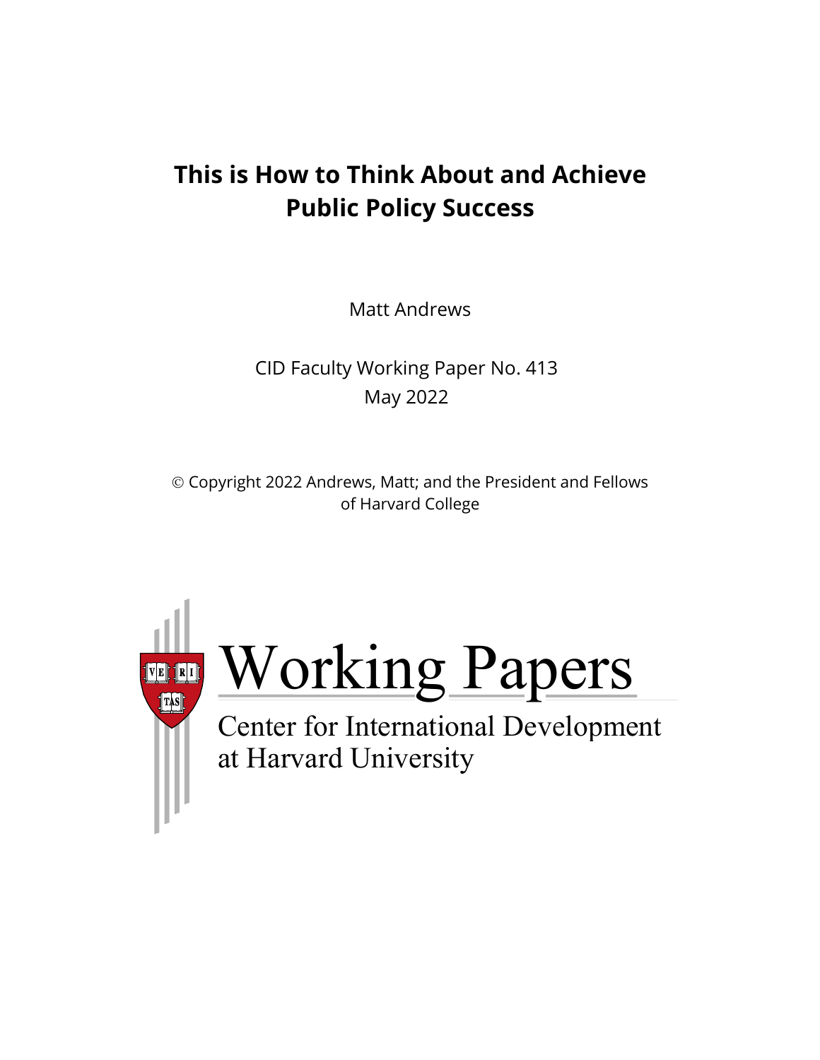# This is How to Think About and Achieve Public Policy Success

Matt Andrews

CID Faculty Working Paper No. 413
May 2022

© Copyright 2022 Andrews, Matt; and the President and Fellows of Harvard College

Working Papers
Center for International Development
at Harvard University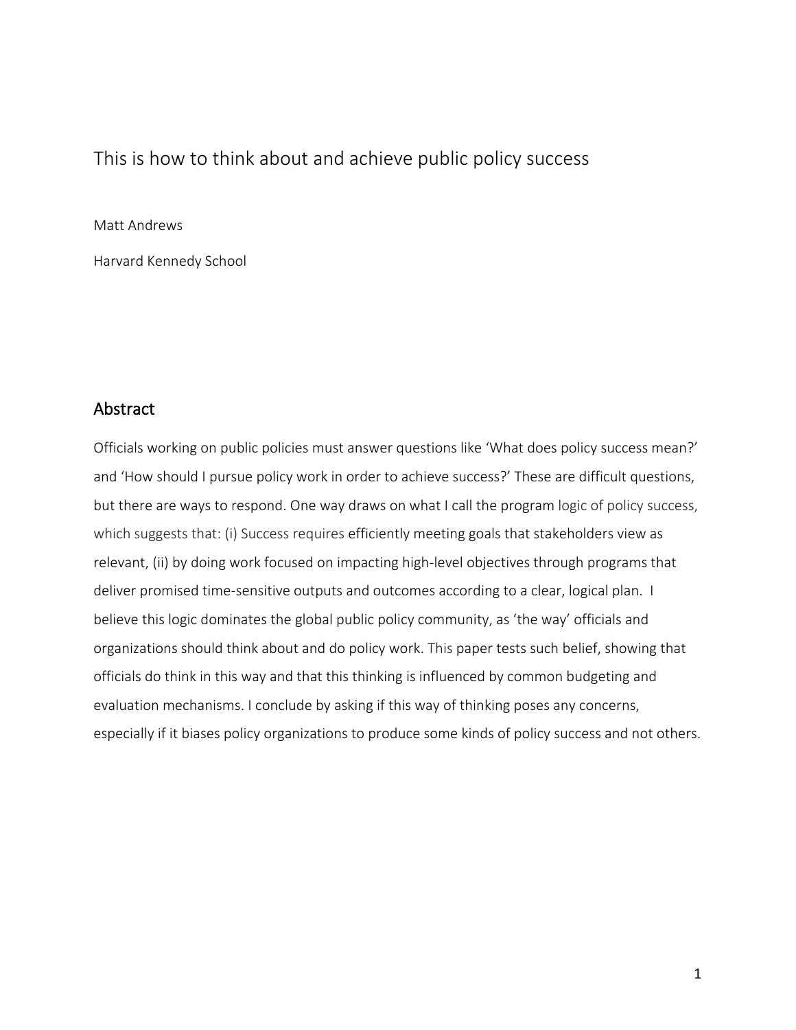# This is how to think about and achieve public policy success

Matt Andrews

Harvard Kennedy School

## Abstract

Officials working on public policies must answer questions like 'What does policy success mean?' and 'How should I pursue policy work in order to achieve success?' These are difficult questions, but there are ways to respond. One way draws on what I call the program logic of policy success, which suggests that: (i) Success requires efficiently meeting goals that stakeholders view as relevant, (ii) by doing work focused on impacting high-level objectives through programs that deliver promised time-sensitive outputs and outcomes according to a clear, logical plan. I believe this logic dominates the global public policy community, as 'the way' officials and organizations should think about and do policy work. This paper tests such belief, showing that officials do think in this way and that this thinking is influenced by common budgeting and evaluation mechanisms. I conclude by asking if this way of thinking poses any concerns, especially if it biases policy organizations to produce some kinds of policy success and not others.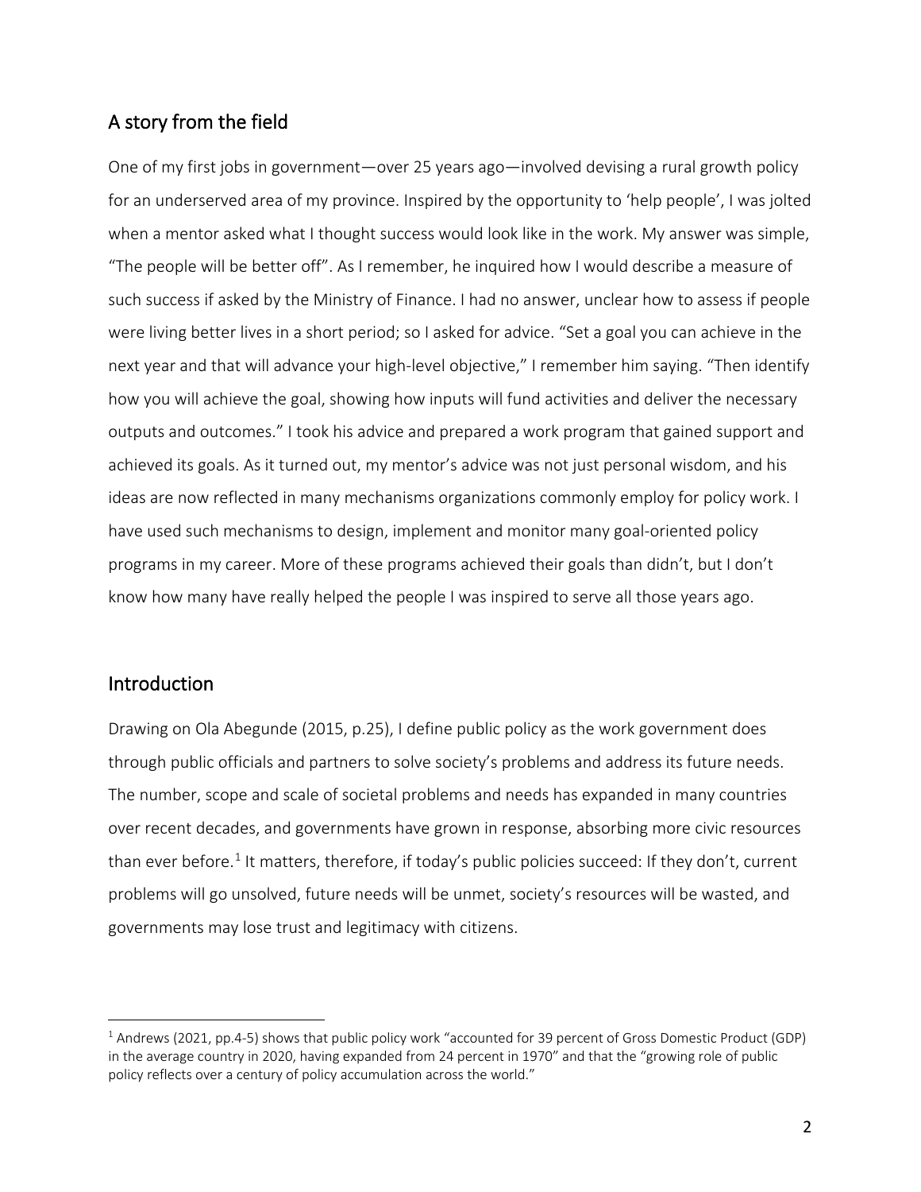## A story from the field

One of my first jobs in government—over 25 years ago—involved devising a rural growth policy for an underserved area of my province. Inspired by the opportunity to 'help people', I was jolted when a mentor asked what I thought success would look like in the work. My answer was simple, "The people will be better off". As I remember, he inquired how I would describe a measure of such success if asked by the Ministry of Finance. I had no answer, unclear how to assess if people were living better lives in a short period; so I asked for advice. "Set a goal you can achieve in the next year and that will advance your high-level objective," I remember him saying. "Then identify how you will achieve the goal, showing how inputs will fund activities and deliver the necessary outputs and outcomes." I took his advice and prepared a work program that gained support and achieved its goals. As it turned out, my mentor's advice was not just personal wisdom, and his ideas are now reflected in many mechanisms organizations commonly employ for policy work. I have used such mechanisms to design, implement and monitor many goal-oriented policy programs in my career. More of these programs achieved their goals than didn't, but I don't know how many have really helped the people I was inspired to serve all those years ago.

## Introduction

Drawing on Ola Abegunde (2015, p.25), I define public policy as the work government does through public officials and partners to solve society's problems and address its future needs. The number, scope and scale of societal problems and needs has expanded in many countries over recent decades, and governments have grown in response, absorbing more civic resources than ever before.[1] It matters, therefore, if today's public policies succeed: If they don't, current problems will go unsolved, future needs will be unmet, society's resources will be wasted, and governments may lose trust and legitimacy with citizens.

[1] Andrews (2021, pp.4-5) shows that public policy work "accounted for 39 percent of Gross Domestic Product (GDP) in the average country in 2020, having expanded from 24 percent in 1970" and that the "growing role of public policy reflects over a century of policy accumulation across the world."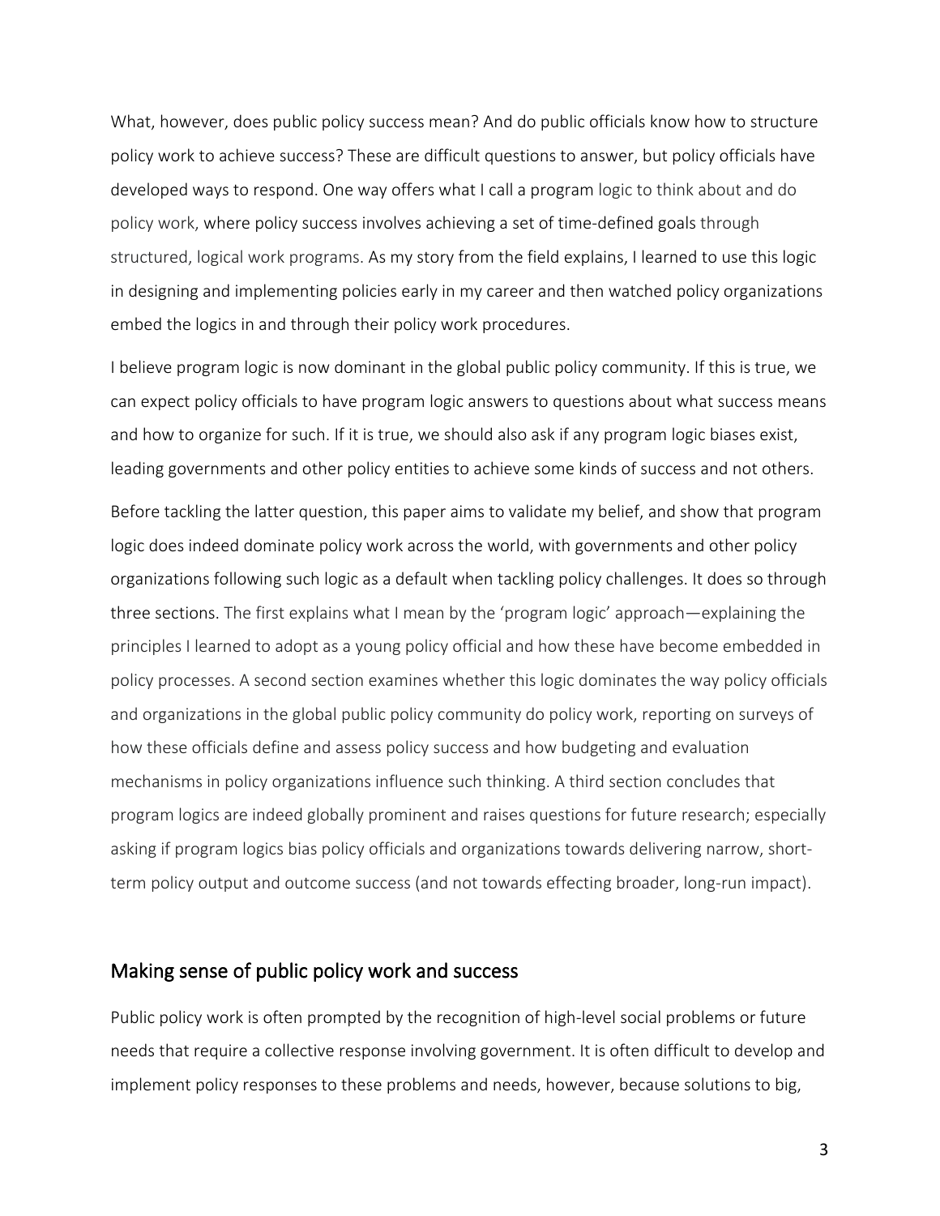What, however, does public policy success mean? And do public officials know how to structure policy work to achieve success? These are difficult questions to answer, but policy officials have developed ways to respond. One way offers what I call a program logic to think about and do policy work, where policy success involves achieving a set of time-defined goals through structured, logical work programs. As my story from the field explains, I learned to use this logic in designing and implementing policies early in my career and then watched policy organizations embed the logics in and through their policy work procedures.

I believe program logic is now dominant in the global public policy community. If this is true, we can expect policy officials to have program logic answers to questions about what success means and how to organize for such. If it is true, we should also ask if any program logic biases exist, leading governments and other policy entities to achieve some kinds of success and not others.

Before tackling the latter question, this paper aims to validate my belief, and show that program logic does indeed dominate policy work across the world, with governments and other policy organizations following such logic as a default when tackling policy challenges. It does so through three sections. The first explains what I mean by the 'program logic' approach—explaining the principles I learned to adopt as a young policy official and how these have become embedded in policy processes. A second section examines whether this logic dominates the way policy officials and organizations in the global public policy community do policy work, reporting on surveys of how these officials define and assess policy success and how budgeting and evaluation mechanisms in policy organizations influence such thinking. A third section concludes that program logics are indeed globally prominent and raises questions for future research; especially asking if program logics bias policy officials and organizations towards delivering narrow, short-term policy output and outcome success (and not towards effecting broader, long-run impact).

## Making sense of public policy work and success

Public policy work is often prompted by the recognition of high-level social problems or future needs that require a collective response involving government. It is often difficult to develop and implement policy responses to these problems and needs, however, because solutions to big,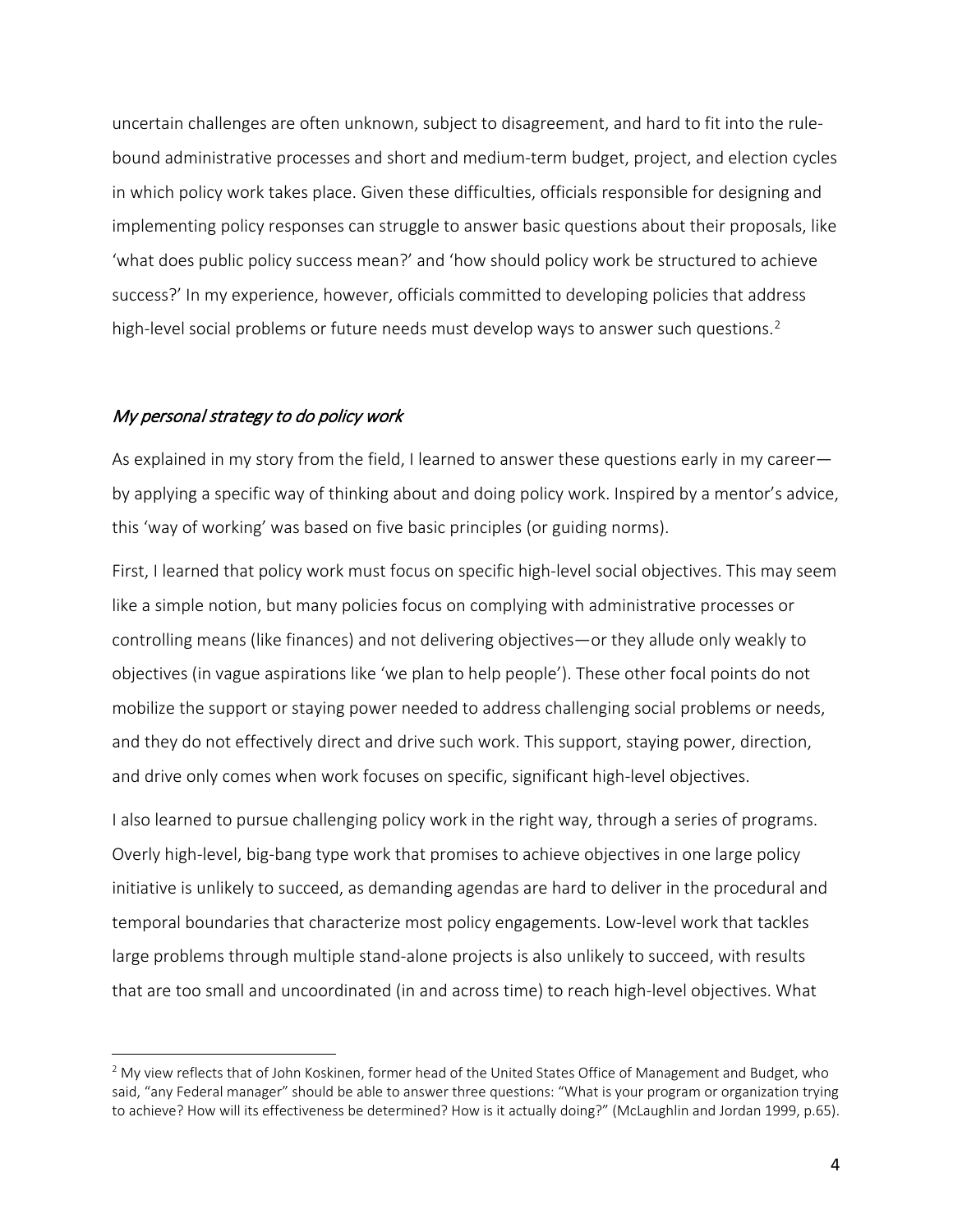uncertain challenges are often unknown, subject to disagreement, and hard to fit into the rule-bound administrative processes and short and medium-term budget, project, and election cycles in which policy work takes place. Given these difficulties, officials responsible for designing and implementing policy responses can struggle to answer basic questions about their proposals, like 'what does public policy success mean?' and 'how should policy work be structured to achieve success?' In my experience, however, officials committed to developing policies that address high-level social problems or future needs must develop ways to answer such questions.[2]

## *My personal strategy to do policy work*

As explained in my story from the field, I learned to answer these questions early in my career—by applying a specific way of thinking about and doing policy work. Inspired by a mentor's advice, this 'way of working' was based on five basic principles (or guiding norms).

First, I learned that policy work must focus on specific high-level social objectives. This may seem like a simple notion, but many policies focus on complying with administrative processes or controlling means (like finances) and not delivering objectives—or they allude only weakly to objectives (in vague aspirations like 'we plan to help people'). These other focal points do not mobilize the support or staying power needed to address challenging social problems or needs, and they do not effectively direct and drive such work. This support, staying power, direction, and drive only comes when work focuses on specific, significant high-level objectives.

I also learned to pursue challenging policy work in the right way, through a series of programs. Overly high-level, big-bang type work that promises to achieve objectives in one large policy initiative is unlikely to succeed, as demanding agendas are hard to deliver in the procedural and temporal boundaries that characterize most policy engagements. Low-level work that tackles large problems through multiple stand-alone projects is also unlikely to succeed, with results that are too small and uncoordinated (in and across time) to reach high-level objectives. What

[2] My view reflects that of John Koskinen, former head of the United States Office of Management and Budget, who said, "any Federal manager" should be able to answer three questions: "What is your program or organization trying to achieve? How will its effectiveness be determined? How is it actually doing?" (McLaughlin and Jordan 1999, p.65).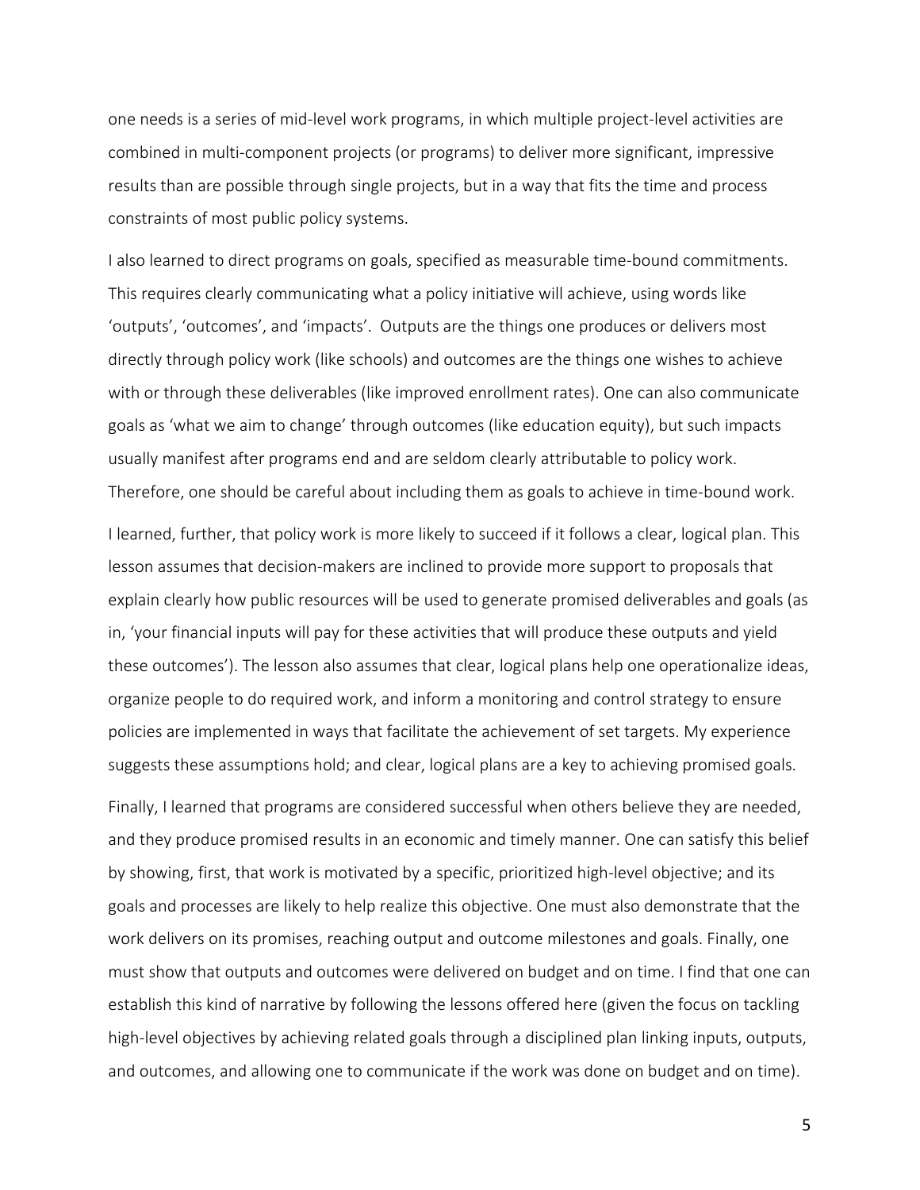one needs is a series of mid-level work programs, in which multiple project-level activities are combined in multi-component projects (or programs) to deliver more significant, impressive results than are possible through single projects, but in a way that fits the time and process constraints of most public policy systems.

I also learned to direct programs on goals, specified as measurable time-bound commitments. This requires clearly communicating what a policy initiative will achieve, using words like 'outputs', 'outcomes', and 'impacts'. Outputs are the things one produces or delivers most directly through policy work (like schools) and outcomes are the things one wishes to achieve with or through these deliverables (like improved enrollment rates). One can also communicate goals as 'what we aim to change' through outcomes (like education equity), but such impacts usually manifest after programs end and are seldom clearly attributable to policy work. Therefore, one should be careful about including them as goals to achieve in time-bound work.

I learned, further, that policy work is more likely to succeed if it follows a clear, logical plan. This lesson assumes that decision-makers are inclined to provide more support to proposals that explain clearly how public resources will be used to generate promised deliverables and goals (as in, 'your financial inputs will pay for these activities that will produce these outputs and yield these outcomes'). The lesson also assumes that clear, logical plans help one operationalize ideas, organize people to do required work, and inform a monitoring and control strategy to ensure policies are implemented in ways that facilitate the achievement of set targets. My experience suggests these assumptions hold; and clear, logical plans are a key to achieving promised goals.

Finally, I learned that programs are considered successful when others believe they are needed, and they produce promised results in an economic and timely manner. One can satisfy this belief by showing, first, that work is motivated by a specific, prioritized high-level objective; and its goals and processes are likely to help realize this objective. One must also demonstrate that the work delivers on its promises, reaching output and outcome milestones and goals. Finally, one must show that outputs and outcomes were delivered on budget and on time. I find that one can establish this kind of narrative by following the lessons offered here (given the focus on tackling high-level objectives by achieving related goals through a disciplined plan linking inputs, outputs, and outcomes, and allowing one to communicate if the work was done on budget and on time).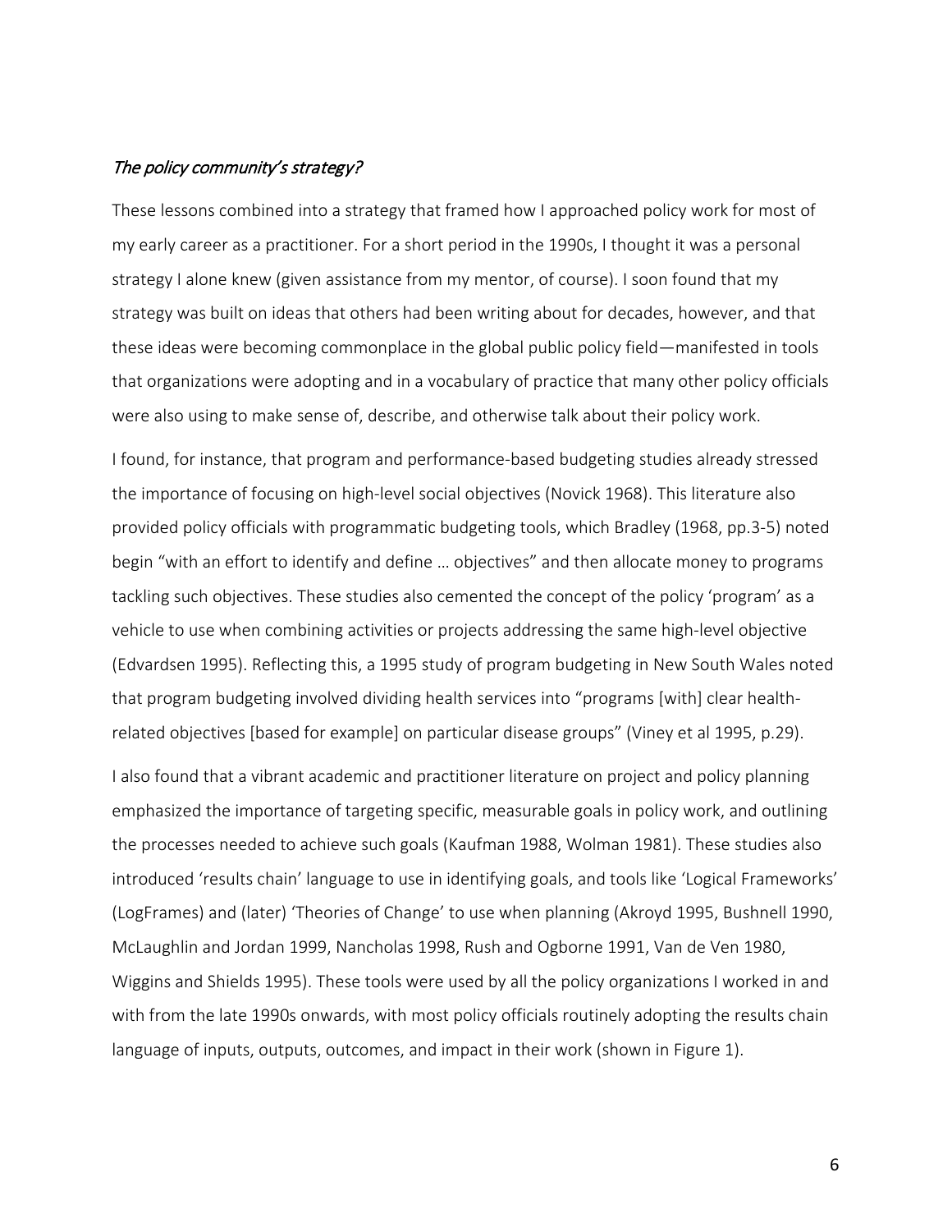### *The policy community's strategy?*

These lessons combined into a strategy that framed how I approached policy work for most of my early career as a practitioner. For a short period in the 1990s, I thought it was a personal strategy I alone knew (given assistance from my mentor, of course). I soon found that my strategy was built on ideas that others had been writing about for decades, however, and that these ideas were becoming commonplace in the global public policy field—manifested in tools that organizations were adopting and in a vocabulary of practice that many other policy officials were also using to make sense of, describe, and otherwise talk about their policy work.

I found, for instance, that program and performance-based budgeting studies already stressed the importance of focusing on high-level social objectives (Novick 1968). This literature also provided policy officials with programmatic budgeting tools, which Bradley (1968, pp.3-5) noted begin "with an effort to identify and define … objectives" and then allocate money to programs tackling such objectives. These studies also cemented the concept of the policy 'program' as a vehicle to use when combining activities or projects addressing the same high-level objective (Edvardsen 1995). Reflecting this, a 1995 study of program budgeting in New South Wales noted that program budgeting involved dividing health services into "programs [with] clear health-related objectives [based for example] on particular disease groups" (Viney et al 1995, p.29).

I also found that a vibrant academic and practitioner literature on project and policy planning emphasized the importance of targeting specific, measurable goals in policy work, and outlining the processes needed to achieve such goals (Kaufman 1988, Wolman 1981). These studies also introduced 'results chain' language to use in identifying goals, and tools like 'Logical Frameworks' (LogFrames) and (later) 'Theories of Change' to use when planning (Akroyd 1995, Bushnell 1990, McLaughlin and Jordan 1999, Nancholas 1998, Rush and Ogborne 1991, Van de Ven 1980, Wiggins and Shields 1995). These tools were used by all the policy organizations I worked in and with from the late 1990s onwards, with most policy officials routinely adopting the results chain language of inputs, outputs, outcomes, and impact in their work (shown in Figure 1).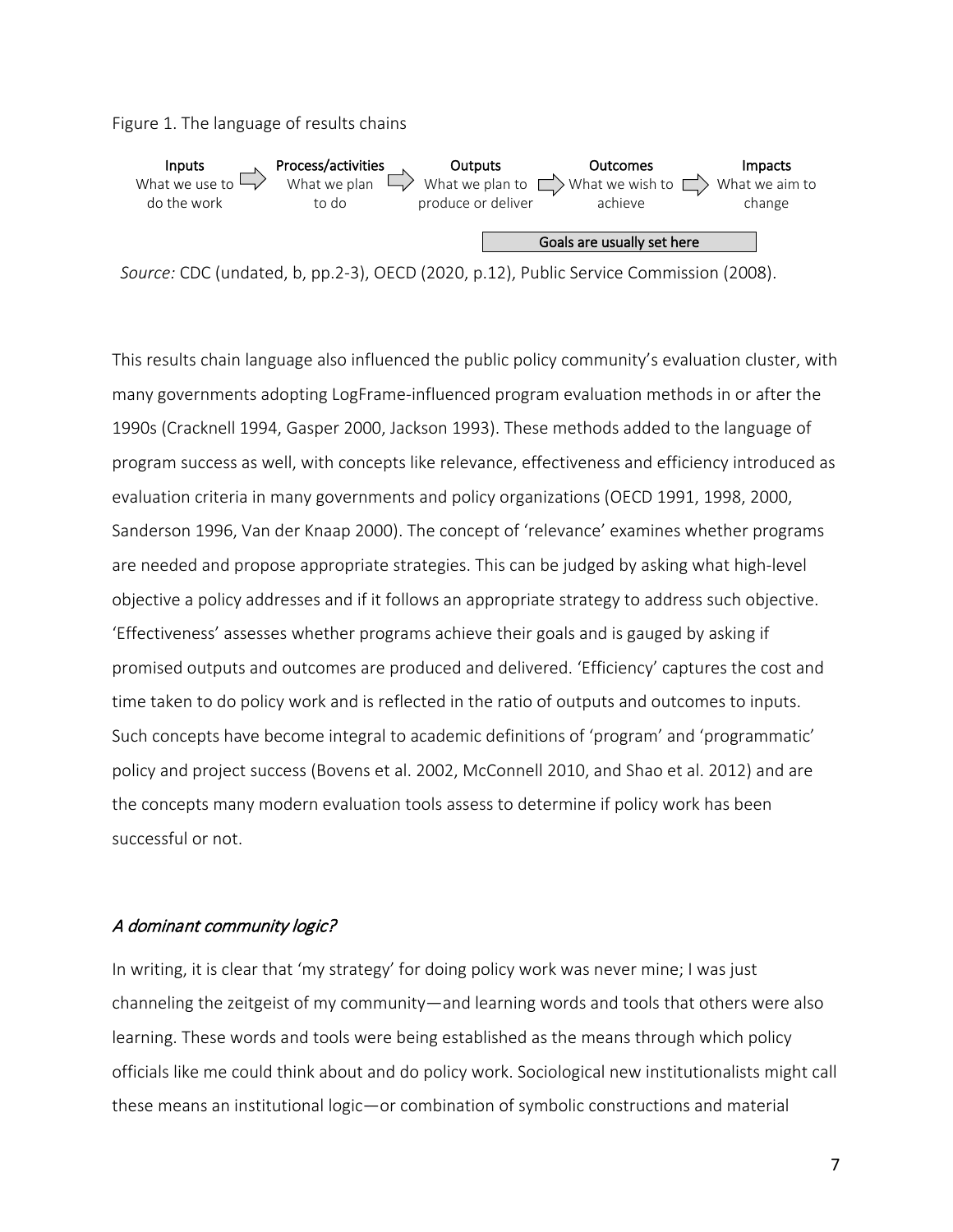Figure 1. The language of results chains

| Inputs | | Process/activities | | Outputs | | Outcomes | | Impacts |
|---|---|---|---|---|---|---|---|---|
| What we use to do the work | ⇨ | What we plan to do | ⇨ | What we plan to produce or deliver | ⇨ | What we wish to achieve | ⇨ | What we aim to change |
| | | | | Goals are usually set here | | | | |

*Source:* CDC (undated, b, pp.2-3), OECD (2020, p.12), Public Service Commission (2008).

This results chain language also influenced the public policy community's evaluation cluster, with many governments adopting LogFrame-influenced program evaluation methods in or after the 1990s (Cracknell 1994, Gasper 2000, Jackson 1993). These methods added to the language of program success as well, with concepts like relevance, effectiveness and efficiency introduced as evaluation criteria in many governments and policy organizations (OECD 1991, 1998, 2000, Sanderson 1996, Van der Knaap 2000). The concept of 'relevance' examines whether programs are needed and propose appropriate strategies. This can be judged by asking what high-level objective a policy addresses and if it follows an appropriate strategy to address such objective. 'Effectiveness' assesses whether programs achieve their goals and is gauged by asking if promised outputs and outcomes are produced and delivered. 'Efficiency' captures the cost and time taken to do policy work and is reflected in the ratio of outputs and outcomes to inputs. Such concepts have become integral to academic definitions of 'program' and 'programmatic' policy and project success (Bovens et al. 2002, McConnell 2010, and Shao et al. 2012) and are the concepts many modern evaluation tools assess to determine if policy work has been successful or not.

### *A dominant community logic?*

In writing, it is clear that 'my strategy' for doing policy work was never mine; I was just channeling the zeitgeist of my community—and learning words and tools that others were also learning. These words and tools were being established as the means through which policy officials like me could think about and do policy work. Sociological new institutionalists might call these means an institutional logic—or combination of symbolic constructions and material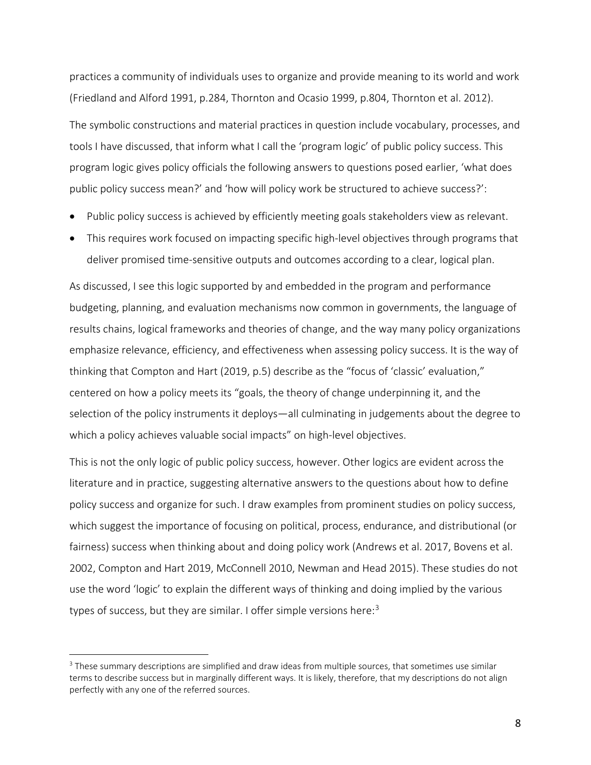practices a community of individuals uses to organize and provide meaning to its world and work (Friedland and Alford 1991, p.284, Thornton and Ocasio 1999, p.804, Thornton et al. 2012).

The symbolic constructions and material practices in question include vocabulary, processes, and tools I have discussed, that inform what I call the 'program logic' of public policy success. This program logic gives policy officials the following answers to questions posed earlier, 'what does public policy success mean?' and 'how will policy work be structured to achieve success?':

- Public policy success is achieved by efficiently meeting goals stakeholders view as relevant.
- This requires work focused on impacting specific high-level objectives through programs that deliver promised time-sensitive outputs and outcomes according to a clear, logical plan.

As discussed, I see this logic supported by and embedded in the program and performance budgeting, planning, and evaluation mechanisms now common in governments, the language of results chains, logical frameworks and theories of change, and the way many policy organizations emphasize relevance, efficiency, and effectiveness when assessing policy success. It is the way of thinking that Compton and Hart (2019, p.5) describe as the "focus of 'classic' evaluation," centered on how a policy meets its "goals, the theory of change underpinning it, and the selection of the policy instruments it deploys—all culminating in judgements about the degree to which a policy achieves valuable social impacts" on high-level objectives.

This is not the only logic of public policy success, however. Other logics are evident across the literature and in practice, suggesting alternative answers to the questions about how to define policy success and organize for such. I draw examples from prominent studies on policy success, which suggest the importance of focusing on political, process, endurance, and distributional (or fairness) success when thinking about and doing policy work (Andrews et al. 2017, Bovens et al. 2002, Compton and Hart 2019, McConnell 2010, Newman and Head 2015). These studies do not use the word 'logic' to explain the different ways of thinking and doing implied by the various types of success, but they are similar. I offer simple versions here:[3]

---

[3] These summary descriptions are simplified and draw ideas from multiple sources, that sometimes use similar terms to describe success but in marginally different ways. It is likely, therefore, that my descriptions do not align perfectly with any one of the referred sources.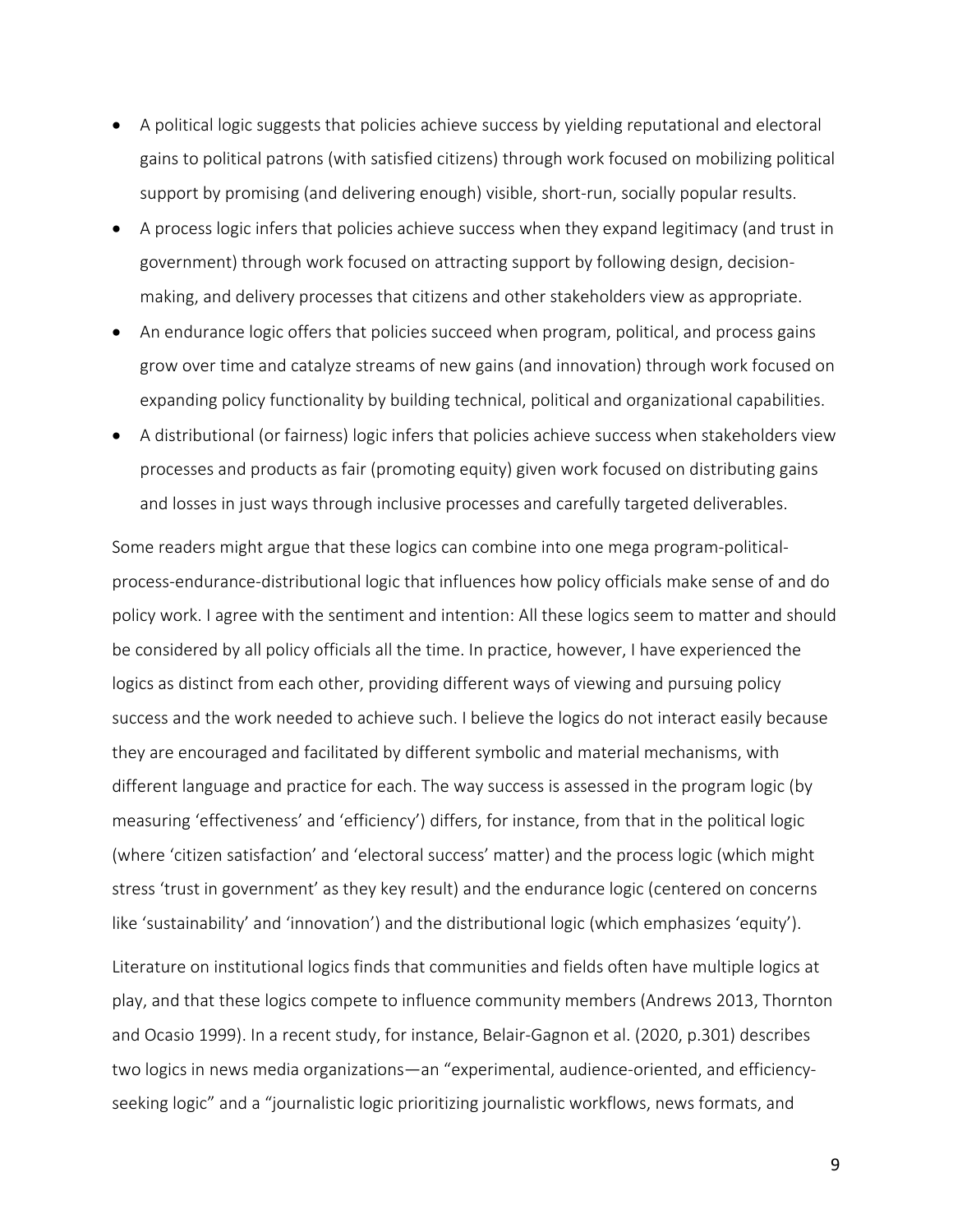- A political logic suggests that policies achieve success by yielding reputational and electoral gains to political patrons (with satisfied citizens) through work focused on mobilizing political support by promising (and delivering enough) visible, short-run, socially popular results.
- A process logic infers that policies achieve success when they expand legitimacy (and trust in government) through work focused on attracting support by following design, decision-making, and delivery processes that citizens and other stakeholders view as appropriate.
- An endurance logic offers that policies succeed when program, political, and process gains grow over time and catalyze streams of new gains (and innovation) through work focused on expanding policy functionality by building technical, political and organizational capabilities.
- A distributional (or fairness) logic infers that policies achieve success when stakeholders view processes and products as fair (promoting equity) given work focused on distributing gains and losses in just ways through inclusive processes and carefully targeted deliverables.

Some readers might argue that these logics can combine into one mega program-political-process-endurance-distributional logic that influences how policy officials make sense of and do policy work. I agree with the sentiment and intention: All these logics seem to matter and should be considered by all policy officials all the time. In practice, however, I have experienced the logics as distinct from each other, providing different ways of viewing and pursuing policy success and the work needed to achieve such. I believe the logics do not interact easily because they are encouraged and facilitated by different symbolic and material mechanisms, with different language and practice for each. The way success is assessed in the program logic (by measuring 'effectiveness' and 'efficiency') differs, for instance, from that in the political logic (where 'citizen satisfaction' and 'electoral success' matter) and the process logic (which might stress 'trust in government' as they key result) and the endurance logic (centered on concerns like 'sustainability' and 'innovation') and the distributional logic (which emphasizes 'equity').

Literature on institutional logics finds that communities and fields often have multiple logics at play, and that these logics compete to influence community members (Andrews 2013, Thornton and Ocasio 1999). In a recent study, for instance, Belair-Gagnon et al. (2020, p.301) describes two logics in news media organizations—an "experimental, audience-oriented, and efficiency-seeking logic" and a "journalistic logic prioritizing journalistic workflows, news formats, and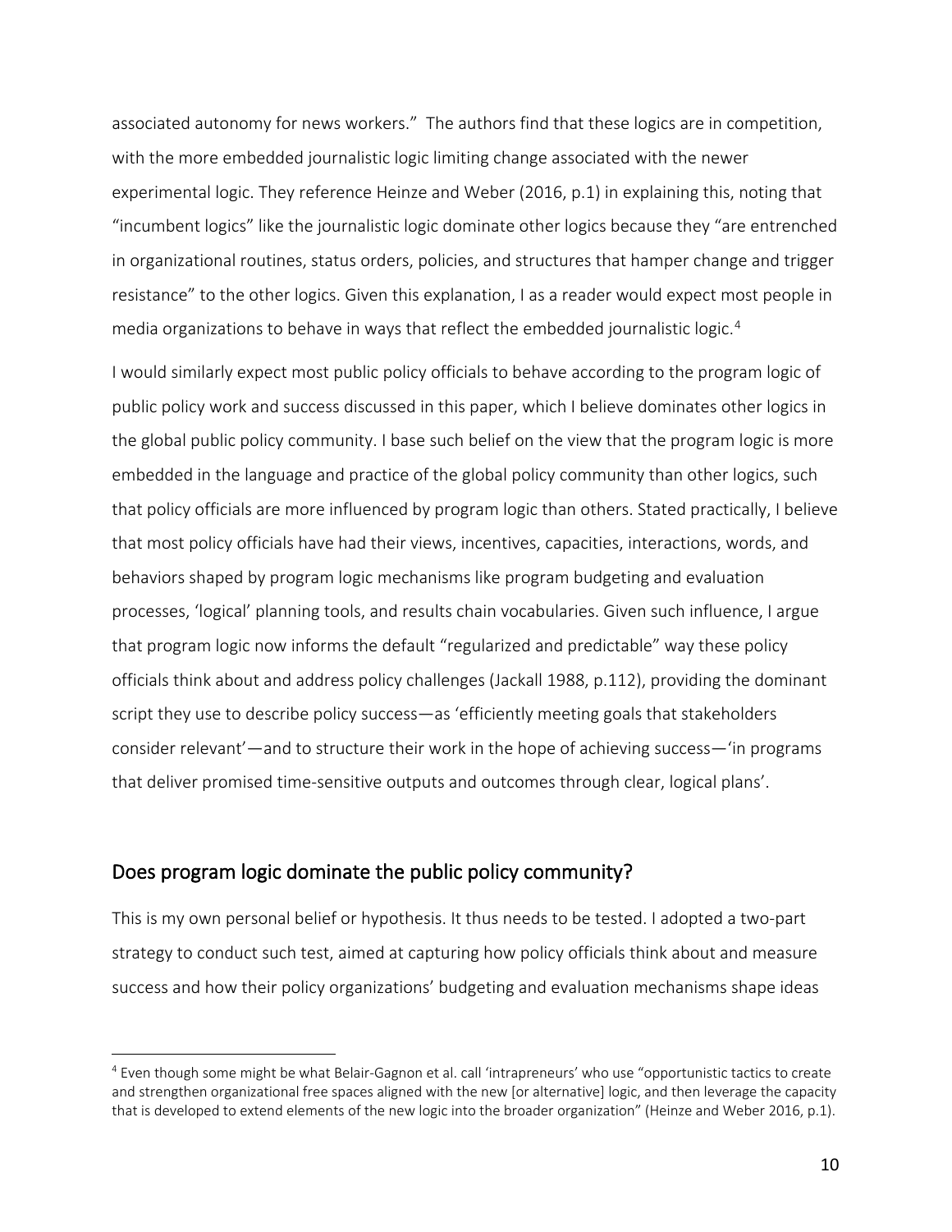associated autonomy for news workers." The authors find that these logics are in competition, with the more embedded journalistic logic limiting change associated with the newer experimental logic. They reference Heinze and Weber (2016, p.1) in explaining this, noting that "incumbent logics" like the journalistic logic dominate other logics because they "are entrenched in organizational routines, status orders, policies, and structures that hamper change and trigger resistance" to the other logics. Given this explanation, I as a reader would expect most people in media organizations to behave in ways that reflect the embedded journalistic logic.[4]

I would similarly expect most public policy officials to behave according to the program logic of public policy work and success discussed in this paper, which I believe dominates other logics in the global public policy community. I base such belief on the view that the program logic is more embedded in the language and practice of the global policy community than other logics, such that policy officials are more influenced by program logic than others. Stated practically, I believe that most policy officials have had their views, incentives, capacities, interactions, words, and behaviors shaped by program logic mechanisms like program budgeting and evaluation processes, 'logical' planning tools, and results chain vocabularies. Given such influence, I argue that program logic now informs the default "regularized and predictable" way these policy officials think about and address policy challenges (Jackall 1988, p.112), providing the dominant script they use to describe policy success—as 'efficiently meeting goals that stakeholders consider relevant'—and to structure their work in the hope of achieving success—'in programs that deliver promised time-sensitive outputs and outcomes through clear, logical plans'.

## Does program logic dominate the public policy community?

This is my own personal belief or hypothesis. It thus needs to be tested. I adopted a two-part strategy to conduct such test, aimed at capturing how policy officials think about and measure success and how their policy organizations' budgeting and evaluation mechanisms shape ideas

[4] Even though some might be what Belair-Gagnon et al. call 'intrapreneurs' who use "opportunistic tactics to create and strengthen organizational free spaces aligned with the new [or alternative] logic, and then leverage the capacity that is developed to extend elements of the new logic into the broader organization" (Heinze and Weber 2016, p.1).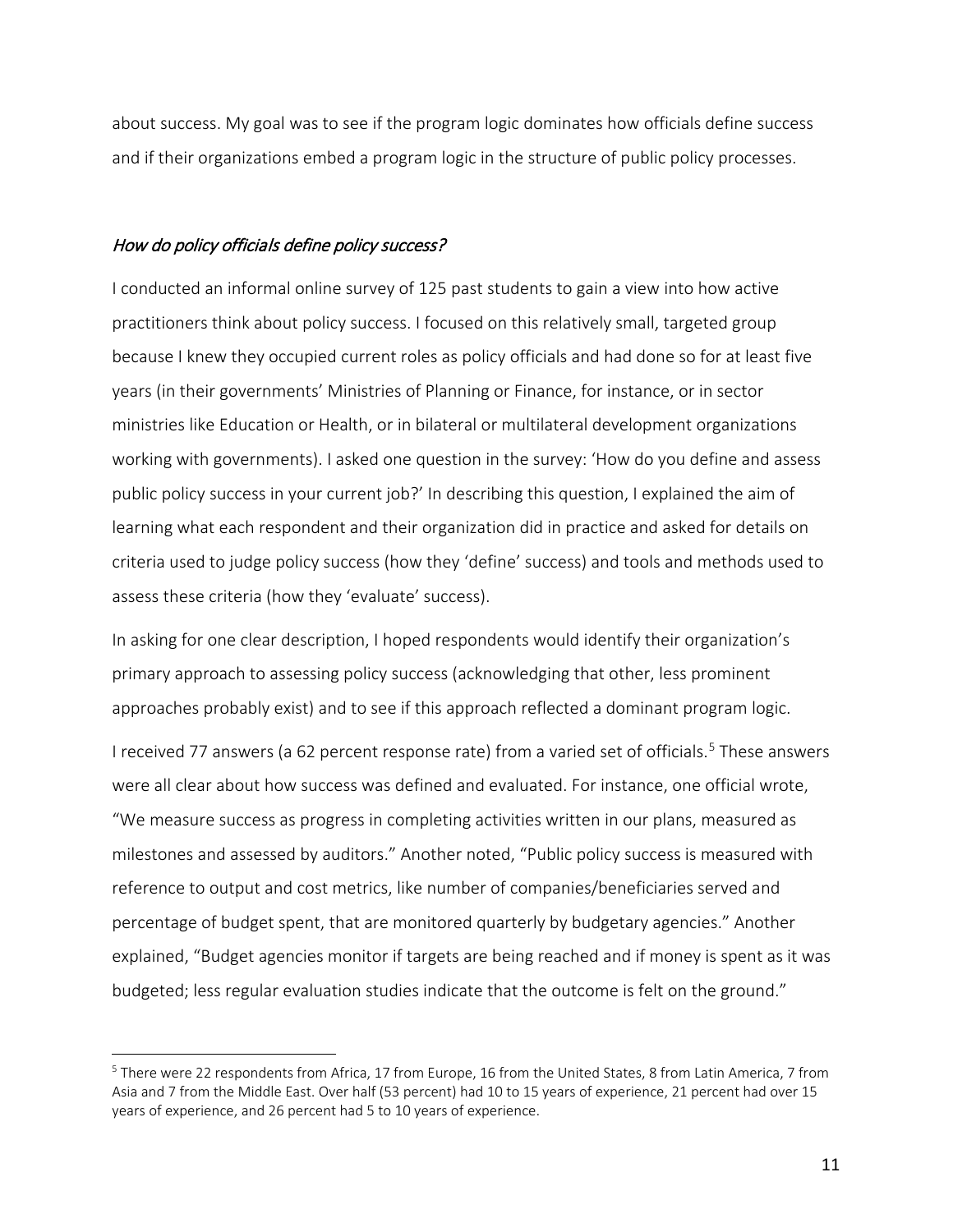about success. My goal was to see if the program logic dominates how officials define success and if their organizations embed a program logic in the structure of public policy processes.

### *How do policy officials define policy success?*

I conducted an informal online survey of 125 past students to gain a view into how active practitioners think about policy success. I focused on this relatively small, targeted group because I knew they occupied current roles as policy officials and had done so for at least five years (in their governments' Ministries of Planning or Finance, for instance, or in sector ministries like Education or Health, or in bilateral or multilateral development organizations working with governments). I asked one question in the survey: 'How do you define and assess public policy success in your current job?' In describing this question, I explained the aim of learning what each respondent and their organization did in practice and asked for details on criteria used to judge policy success (how they 'define' success) and tools and methods used to assess these criteria (how they 'evaluate' success).

In asking for one clear description, I hoped respondents would identify their organization's primary approach to assessing policy success (acknowledging that other, less prominent approaches probably exist) and to see if this approach reflected a dominant program logic.

I received 77 answers (a 62 percent response rate) from a varied set of officials.[5] These answers were all clear about how success was defined and evaluated. For instance, one official wrote, "We measure success as progress in completing activities written in our plans, measured as milestones and assessed by auditors." Another noted, "Public policy success is measured with reference to output and cost metrics, like number of companies/beneficiaries served and percentage of budget spent, that are monitored quarterly by budgetary agencies." Another explained, "Budget agencies monitor if targets are being reached and if money is spent as it was budgeted; less regular evaluation studies indicate that the outcome is felt on the ground."

---

[5] There were 22 respondents from Africa, 17 from Europe, 16 from the United States, 8 from Latin America, 7 from Asia and 7 from the Middle East. Over half (53 percent) had 10 to 15 years of experience, 21 percent had over 15 years of experience, and 26 percent had 5 to 10 years of experience.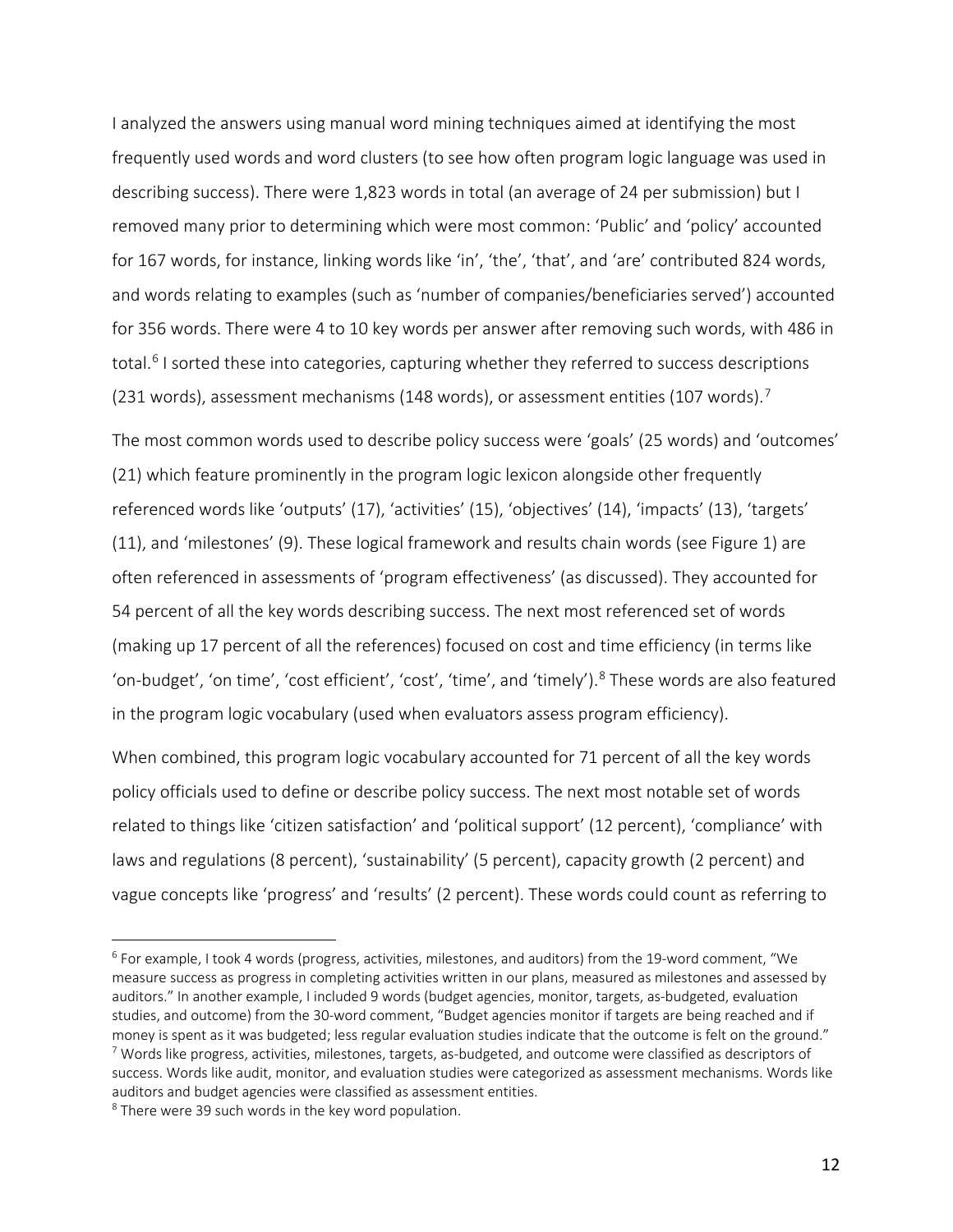I analyzed the answers using manual word mining techniques aimed at identifying the most frequently used words and word clusters (to see how often program logic language was used in describing success). There were 1,823 words in total (an average of 24 per submission) but I removed many prior to determining which were most common: 'Public' and 'policy' accounted for 167 words, for instance, linking words like 'in', 'the', 'that', and 'are' contributed 824 words, and words relating to examples (such as 'number of companies/beneficiaries served') accounted for 356 words. There were 4 to 10 key words per answer after removing such words, with 486 in total.[6] I sorted these into categories, capturing whether they referred to success descriptions (231 words), assessment mechanisms (148 words), or assessment entities (107 words).[7]

The most common words used to describe policy success were 'goals' (25 words) and 'outcomes' (21) which feature prominently in the program logic lexicon alongside other frequently referenced words like 'outputs' (17), 'activities' (15), 'objectives' (14), 'impacts' (13), 'targets' (11), and 'milestones' (9). These logical framework and results chain words (see Figure 1) are often referenced in assessments of 'program effectiveness' (as discussed). They accounted for 54 percent of all the key words describing success. The next most referenced set of words (making up 17 percent of all the references) focused on cost and time efficiency (in terms like 'on-budget', 'on time', 'cost efficient', 'cost', 'time', and 'timely').[8] These words are also featured in the program logic vocabulary (used when evaluators assess program efficiency).

When combined, this program logic vocabulary accounted for 71 percent of all the key words policy officials used to define or describe policy success. The next most notable set of words related to things like 'citizen satisfaction' and 'political support' (12 percent), 'compliance' with laws and regulations (8 percent), 'sustainability' (5 percent), capacity growth (2 percent) and vague concepts like 'progress' and 'results' (2 percent). These words could count as referring to

---

[6] For example, I took 4 words (progress, activities, milestones, and auditors) from the 19-word comment, "We measure success as progress in completing activities written in our plans, measured as milestones and assessed by auditors." In another example, I included 9 words (budget agencies, monitor, targets, as-budgeted, evaluation studies, and outcome) from the 30-word comment, "Budget agencies monitor if targets are being reached and if money is spent as it was budgeted; less regular evaluation studies indicate that the outcome is felt on the ground."

[7] Words like progress, activities, milestones, targets, as-budgeted, and outcome were classified as descriptors of success. Words like audit, monitor, and evaluation studies were categorized as assessment mechanisms. Words like auditors and budget agencies were classified as assessment entities.

[8] There were 39 such words in the key word population.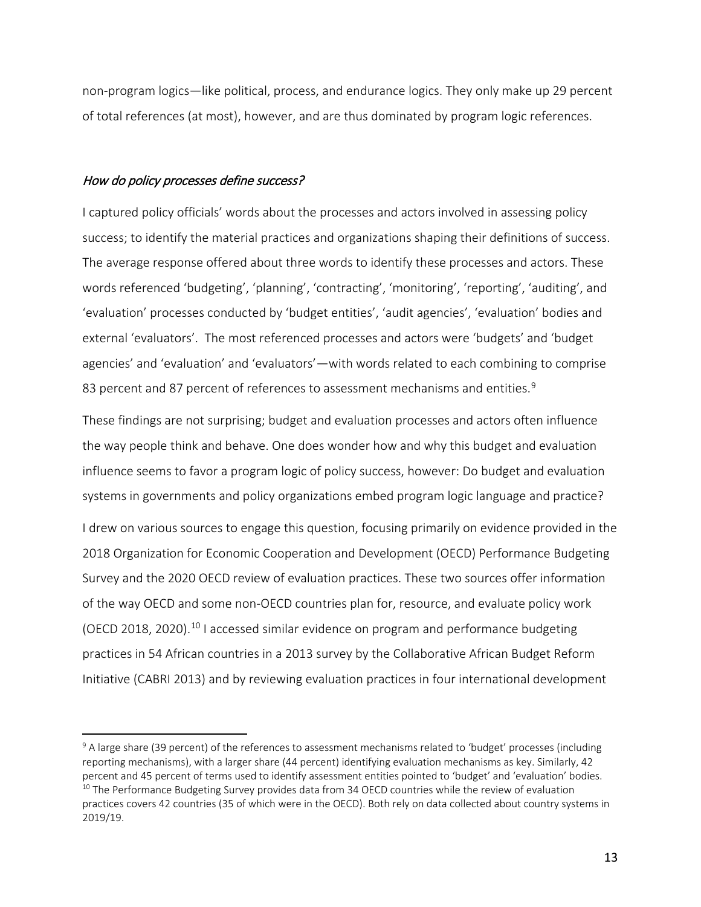non-program logics—like political, process, and endurance logics. They only make up 29 percent of total references (at most), however, and are thus dominated by program logic references.

### *How do policy processes define success?*

I captured policy officials' words about the processes and actors involved in assessing policy success; to identify the material practices and organizations shaping their definitions of success. The average response offered about three words to identify these processes and actors. These words referenced 'budgeting', 'planning', 'contracting', 'monitoring', 'reporting', 'auditing', and 'evaluation' processes conducted by 'budget entities', 'audit agencies', 'evaluation' bodies and external 'evaluators'. The most referenced processes and actors were 'budgets' and 'budget agencies' and 'evaluation' and 'evaluators'—with words related to each combining to comprise 83 percent and 87 percent of references to assessment mechanisms and entities.[9]

These findings are not surprising; budget and evaluation processes and actors often influence the way people think and behave. One does wonder how and why this budget and evaluation influence seems to favor a program logic of policy success, however: Do budget and evaluation systems in governments and policy organizations embed program logic language and practice?

I drew on various sources to engage this question, focusing primarily on evidence provided in the 2018 Organization for Economic Cooperation and Development (OECD) Performance Budgeting Survey and the 2020 OECD review of evaluation practices. These two sources offer information of the way OECD and some non-OECD countries plan for, resource, and evaluate policy work (OECD 2018, 2020).[10] I accessed similar evidence on program and performance budgeting practices in 54 African countries in a 2013 survey by the Collaborative African Budget Reform Initiative (CABRI 2013) and by reviewing evaluation practices in four international development

---

[9] A large share (39 percent) of the references to assessment mechanisms related to 'budget' processes (including reporting mechanisms), with a larger share (44 percent) identifying evaluation mechanisms as key. Similarly, 42 percent and 45 percent of terms used to identify assessment entities pointed to 'budget' and 'evaluation' bodies.

[10] The Performance Budgeting Survey provides data from 34 OECD countries while the review of evaluation practices covers 42 countries (35 of which were in the OECD). Both rely on data collected about country systems in 2019/19.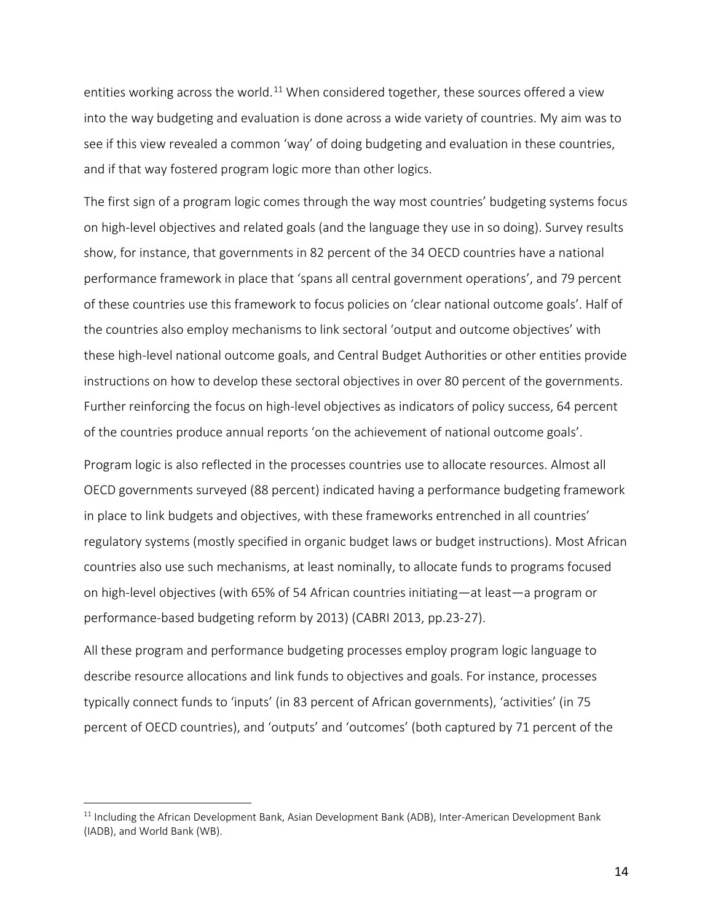entities working across the world.[11] When considered together, these sources offered a view into the way budgeting and evaluation is done across a wide variety of countries. My aim was to see if this view revealed a common 'way' of doing budgeting and evaluation in these countries, and if that way fostered program logic more than other logics.

The first sign of a program logic comes through the way most countries' budgeting systems focus on high-level objectives and related goals (and the language they use in so doing). Survey results show, for instance, that governments in 82 percent of the 34 OECD countries have a national performance framework in place that 'spans all central government operations', and 79 percent of these countries use this framework to focus policies on 'clear national outcome goals'. Half of the countries also employ mechanisms to link sectoral 'output and outcome objectives' with these high-level national outcome goals, and Central Budget Authorities or other entities provide instructions on how to develop these sectoral objectives in over 80 percent of the governments. Further reinforcing the focus on high-level objectives as indicators of policy success, 64 percent of the countries produce annual reports 'on the achievement of national outcome goals'.

Program logic is also reflected in the processes countries use to allocate resources. Almost all OECD governments surveyed (88 percent) indicated having a performance budgeting framework in place to link budgets and objectives, with these frameworks entrenched in all countries' regulatory systems (mostly specified in organic budget laws or budget instructions). Most African countries also use such mechanisms, at least nominally, to allocate funds to programs focused on high-level objectives (with 65% of 54 African countries initiating—at least—a program or performance-based budgeting reform by 2013) (CABRI 2013, pp.23-27).

All these program and performance budgeting processes employ program logic language to describe resource allocations and link funds to objectives and goals. For instance, processes typically connect funds to 'inputs' (in 83 percent of African governments), 'activities' (in 75 percent of OECD countries), and 'outputs' and 'outcomes' (both captured by 71 percent of the

[11] Including the African Development Bank, Asian Development Bank (ADB), Inter-American Development Bank (IADB), and World Bank (WB).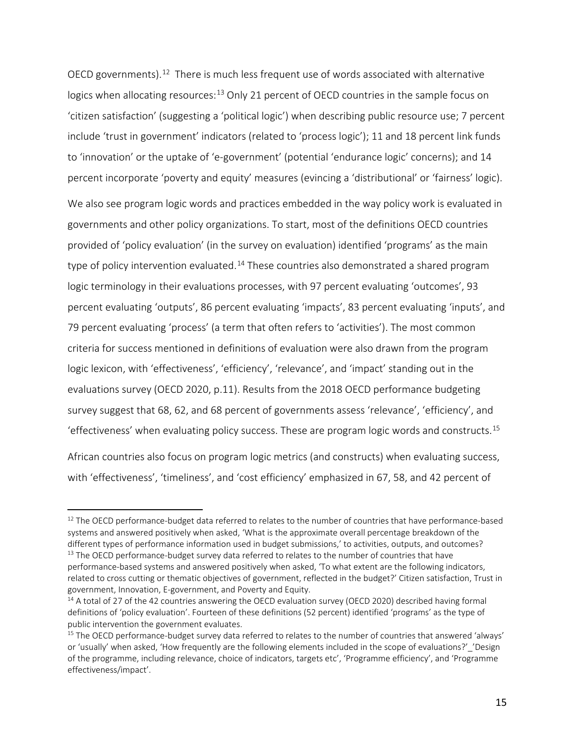OECD governments).[12] There is much less frequent use of words associated with alternative logics when allocating resources:[13] Only 21 percent of OECD countries in the sample focus on 'citizen satisfaction' (suggesting a 'political logic') when describing public resource use; 7 percent include 'trust in government' indicators (related to 'process logic'); 11 and 18 percent link funds to 'innovation' or the uptake of 'e-government' (potential 'endurance logic' concerns); and 14 percent incorporate 'poverty and equity' measures (evincing a 'distributional' or 'fairness' logic).

We also see program logic words and practices embedded in the way policy work is evaluated in governments and other policy organizations. To start, most of the definitions OECD countries provided of 'policy evaluation' (in the survey on evaluation) identified 'programs' as the main type of policy intervention evaluated.[14] These countries also demonstrated a shared program logic terminology in their evaluations processes, with 97 percent evaluating 'outcomes', 93 percent evaluating 'outputs', 86 percent evaluating 'impacts', 83 percent evaluating 'inputs', and 79 percent evaluating 'process' (a term that often refers to 'activities'). The most common criteria for success mentioned in definitions of evaluation were also drawn from the program logic lexicon, with 'effectiveness', 'efficiency', 'relevance', and 'impact' standing out in the evaluations survey (OECD 2020, p.11). Results from the 2018 OECD performance budgeting survey suggest that 68, 62, and 68 percent of governments assess 'relevance', 'efficiency', and 'effectiveness' when evaluating policy success. These are program logic words and constructs.[15]

African countries also focus on program logic metrics (and constructs) when evaluating success, with 'effectiveness', 'timeliness', and 'cost efficiency' emphasized in 67, 58, and 42 percent of

---

[12] The OECD performance-budget data referred to relates to the number of countries that have performance-based systems and answered positively when asked, 'What is the approximate overall percentage breakdown of the different types of performance information used in budget submissions,' to activities, outputs, and outcomes?

[13] The OECD performance-budget survey data referred to relates to the number of countries that have performance-based systems and answered positively when asked, 'To what extent are the following indicators, related to cross cutting or thematic objectives of government, reflected in the budget?' Citizen satisfaction, Trust in government, Innovation, E-government, and Poverty and Equity.

[14] A total of 27 of the 42 countries answering the OECD evaluation survey (OECD 2020) described having formal definitions of 'policy evaluation'. Fourteen of these definitions (52 percent) identified 'programs' as the type of public intervention the government evaluates.

[15] The OECD performance-budget survey data referred to relates to the number of countries that answered 'always' or 'usually' when asked, 'How frequently are the following elements included in the scope of evaluations?'_'Design of the programme, including relevance, choice of indicators, targets etc', 'Programme efficiency', and 'Programme effectiveness/impact'.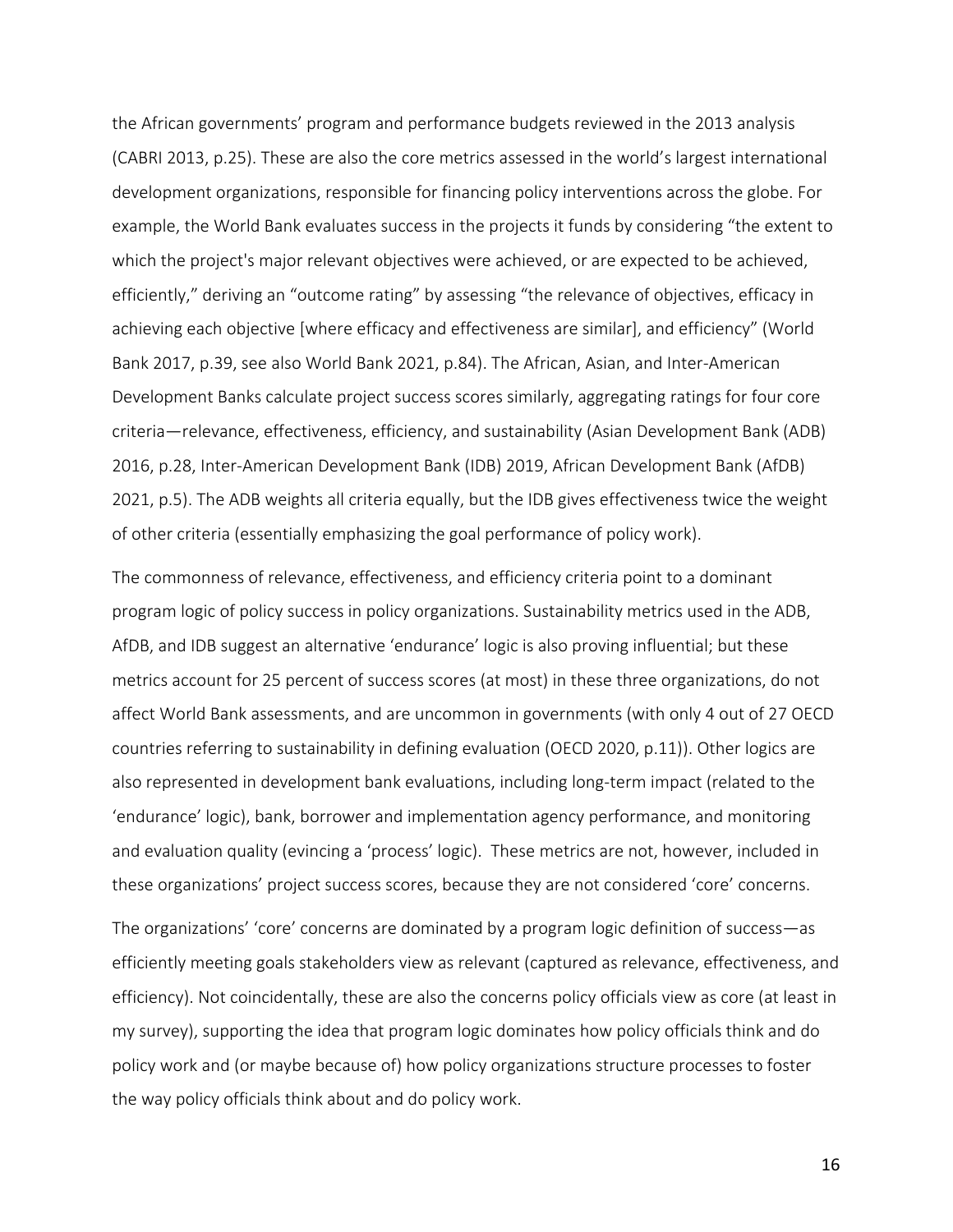the African governments' program and performance budgets reviewed in the 2013 analysis (CABRI 2013, p.25). These are also the core metrics assessed in the world's largest international development organizations, responsible for financing policy interventions across the globe. For example, the World Bank evaluates success in the projects it funds by considering "the extent to which the project's major relevant objectives were achieved, or are expected to be achieved, efficiently," deriving an "outcome rating" by assessing "the relevance of objectives, efficacy in achieving each objective [where efficacy and effectiveness are similar], and efficiency" (World Bank 2017, p.39, see also World Bank 2021, p.84). The African, Asian, and Inter-American Development Banks calculate project success scores similarly, aggregating ratings for four core criteria—relevance, effectiveness, efficiency, and sustainability (Asian Development Bank (ADB) 2016, p.28, Inter-American Development Bank (IDB) 2019, African Development Bank (AfDB) 2021, p.5). The ADB weights all criteria equally, but the IDB gives effectiveness twice the weight of other criteria (essentially emphasizing the goal performance of policy work).

The commonness of relevance, effectiveness, and efficiency criteria point to a dominant program logic of policy success in policy organizations. Sustainability metrics used in the ADB, AfDB, and IDB suggest an alternative 'endurance' logic is also proving influential; but these metrics account for 25 percent of success scores (at most) in these three organizations, do not affect World Bank assessments, and are uncommon in governments (with only 4 out of 27 OECD countries referring to sustainability in defining evaluation (OECD 2020, p.11)). Other logics are also represented in development bank evaluations, including long-term impact (related to the 'endurance' logic), bank, borrower and implementation agency performance, and monitoring and evaluation quality (evincing a 'process' logic). These metrics are not, however, included in these organizations' project success scores, because they are not considered 'core' concerns.

The organizations' 'core' concerns are dominated by a program logic definition of success—as efficiently meeting goals stakeholders view as relevant (captured as relevance, effectiveness, and efficiency). Not coincidentally, these are also the concerns policy officials view as core (at least in my survey), supporting the idea that program logic dominates how policy officials think and do policy work and (or maybe because of) how policy organizations structure processes to foster the way policy officials think about and do policy work.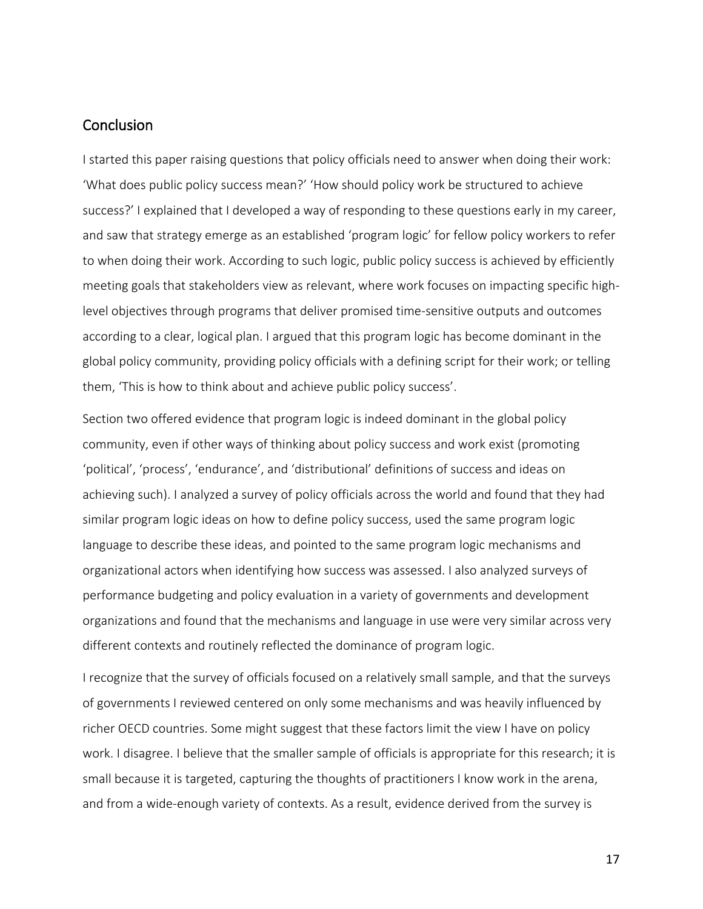## Conclusion

I started this paper raising questions that policy officials need to answer when doing their work: 'What does public policy success mean?' 'How should policy work be structured to achieve success?' I explained that I developed a way of responding to these questions early in my career, and saw that strategy emerge as an established 'program logic' for fellow policy workers to refer to when doing their work. According to such logic, public policy success is achieved by efficiently meeting goals that stakeholders view as relevant, where work focuses on impacting specific high-level objectives through programs that deliver promised time-sensitive outputs and outcomes according to a clear, logical plan. I argued that this program logic has become dominant in the global policy community, providing policy officials with a defining script for their work; or telling them, 'This is how to think about and achieve public policy success'.

Section two offered evidence that program logic is indeed dominant in the global policy community, even if other ways of thinking about policy success and work exist (promoting 'political', 'process', 'endurance', and 'distributional' definitions of success and ideas on achieving such). I analyzed a survey of policy officials across the world and found that they had similar program logic ideas on how to define policy success, used the same program logic language to describe these ideas, and pointed to the same program logic mechanisms and organizational actors when identifying how success was assessed. I also analyzed surveys of performance budgeting and policy evaluation in a variety of governments and development organizations and found that the mechanisms and language in use were very similar across very different contexts and routinely reflected the dominance of program logic.

I recognize that the survey of officials focused on a relatively small sample, and that the surveys of governments I reviewed centered on only some mechanisms and was heavily influenced by richer OECD countries. Some might suggest that these factors limit the view I have on policy work. I disagree. I believe that the smaller sample of officials is appropriate for this research; it is small because it is targeted, capturing the thoughts of practitioners I know work in the arena, and from a wide-enough variety of contexts. As a result, evidence derived from the survey is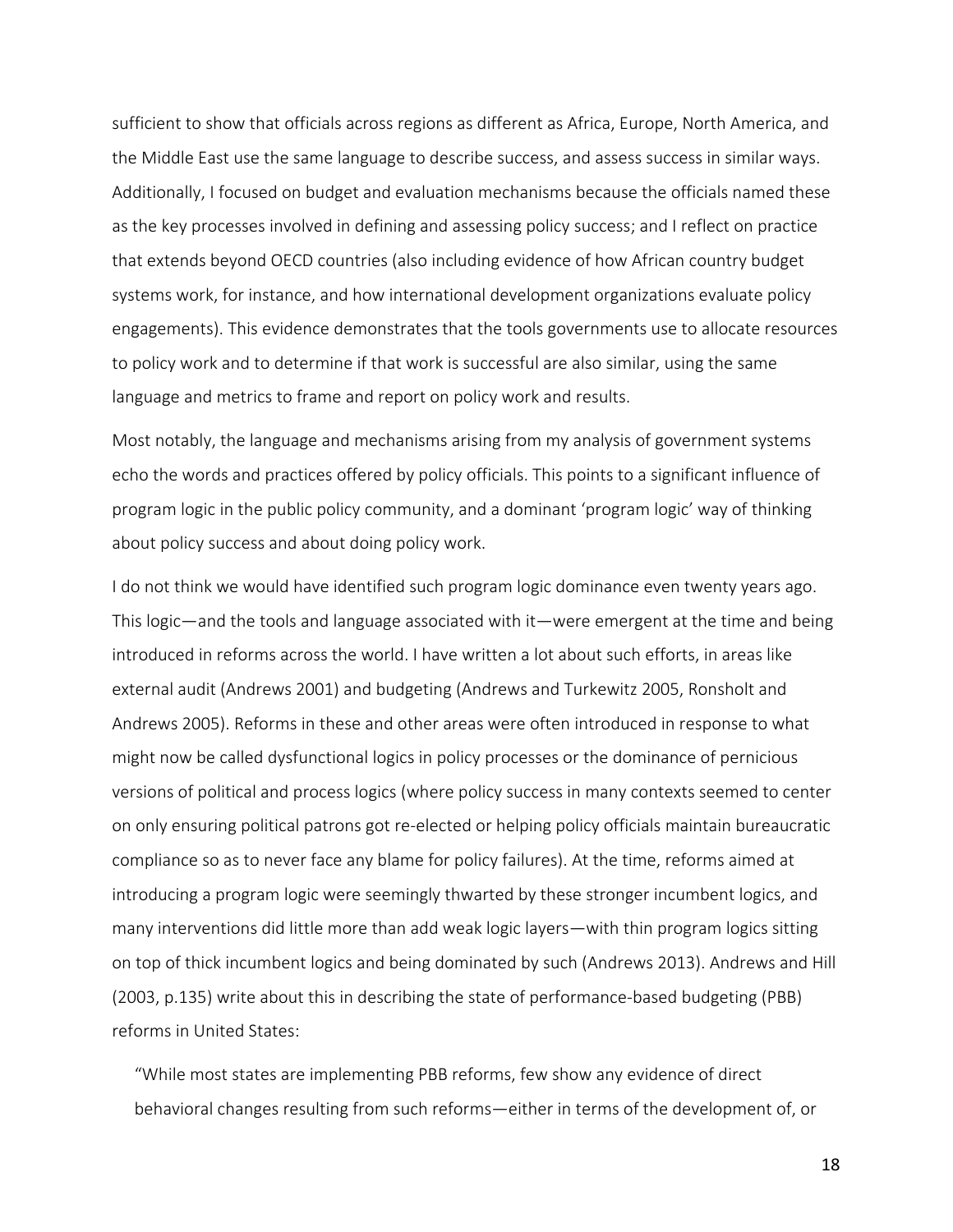sufficient to show that officials across regions as different as Africa, Europe, North America, and the Middle East use the same language to describe success, and assess success in similar ways. Additionally, I focused on budget and evaluation mechanisms because the officials named these as the key processes involved in defining and assessing policy success; and I reflect on practice that extends beyond OECD countries (also including evidence of how African country budget systems work, for instance, and how international development organizations evaluate policy engagements). This evidence demonstrates that the tools governments use to allocate resources to policy work and to determine if that work is successful are also similar, using the same language and metrics to frame and report on policy work and results.

Most notably, the language and mechanisms arising from my analysis of government systems echo the words and practices offered by policy officials. This points to a significant influence of program logic in the public policy community, and a dominant 'program logic' way of thinking about policy success and about doing policy work.

I do not think we would have identified such program logic dominance even twenty years ago. This logic—and the tools and language associated with it—were emergent at the time and being introduced in reforms across the world. I have written a lot about such efforts, in areas like external audit (Andrews 2001) and budgeting (Andrews and Turkewitz 2005, Ronsholt and Andrews 2005). Reforms in these and other areas were often introduced in response to what might now be called dysfunctional logics in policy processes or the dominance of pernicious versions of political and process logics (where policy success in many contexts seemed to center on only ensuring political patrons got re-elected or helping policy officials maintain bureaucratic compliance so as to never face any blame for policy failures). At the time, reforms aimed at introducing a program logic were seemingly thwarted by these stronger incumbent logics, and many interventions did little more than add weak logic layers—with thin program logics sitting on top of thick incumbent logics and being dominated by such (Andrews 2013). Andrews and Hill (2003, p.135) write about this in describing the state of performance-based budgeting (PBB) reforms in United States:

> "While most states are implementing PBB reforms, few show any evidence of direct behavioral changes resulting from such reforms—either in terms of the development of, or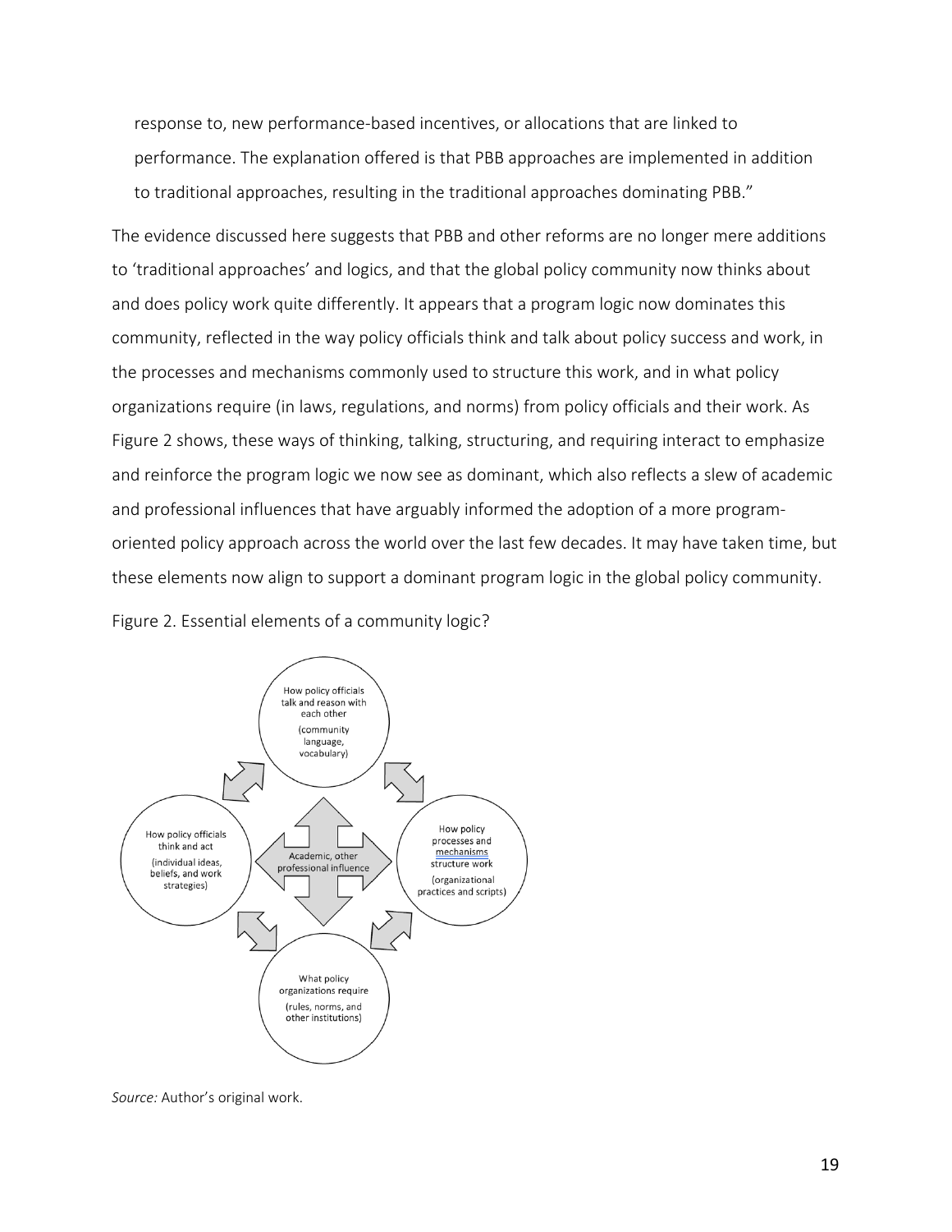> response to, new performance-based incentives, or allocations that are linked to performance. The explanation offered is that PBB approaches are implemented in addition to traditional approaches, resulting in the traditional approaches dominating PBB."

The evidence discussed here suggests that PBB and other reforms are no longer mere additions to 'traditional approaches' and logics, and that the global policy community now thinks about and does policy work quite differently. It appears that a program logic now dominates this community, reflected in the way policy officials think and talk about policy success and work, in the processes and mechanisms commonly used to structure this work, and in what policy organizations require (in laws, regulations, and norms) from policy officials and their work. As Figure 2 shows, these ways of thinking, talking, structuring, and requiring interact to emphasize and reinforce the program logic we now see as dominant, which also reflects a slew of academic and professional influences that have arguably informed the adoption of a more program-oriented policy approach across the world over the last few decades. It may have taken time, but these elements now align to support a dominant program logic in the global policy community.

Figure 2. Essential elements of a community logic?

How policy officials talk and reason with each other (community language, vocabulary)

How policy officials think and act (individual ideas, beliefs, and work strategies)

Academic, other professional influence

How policy processes and mechanisms structure work (organizational practices and scripts)

What policy organizations require (rules, norms, and other institutions)

*Source:* Author's original work.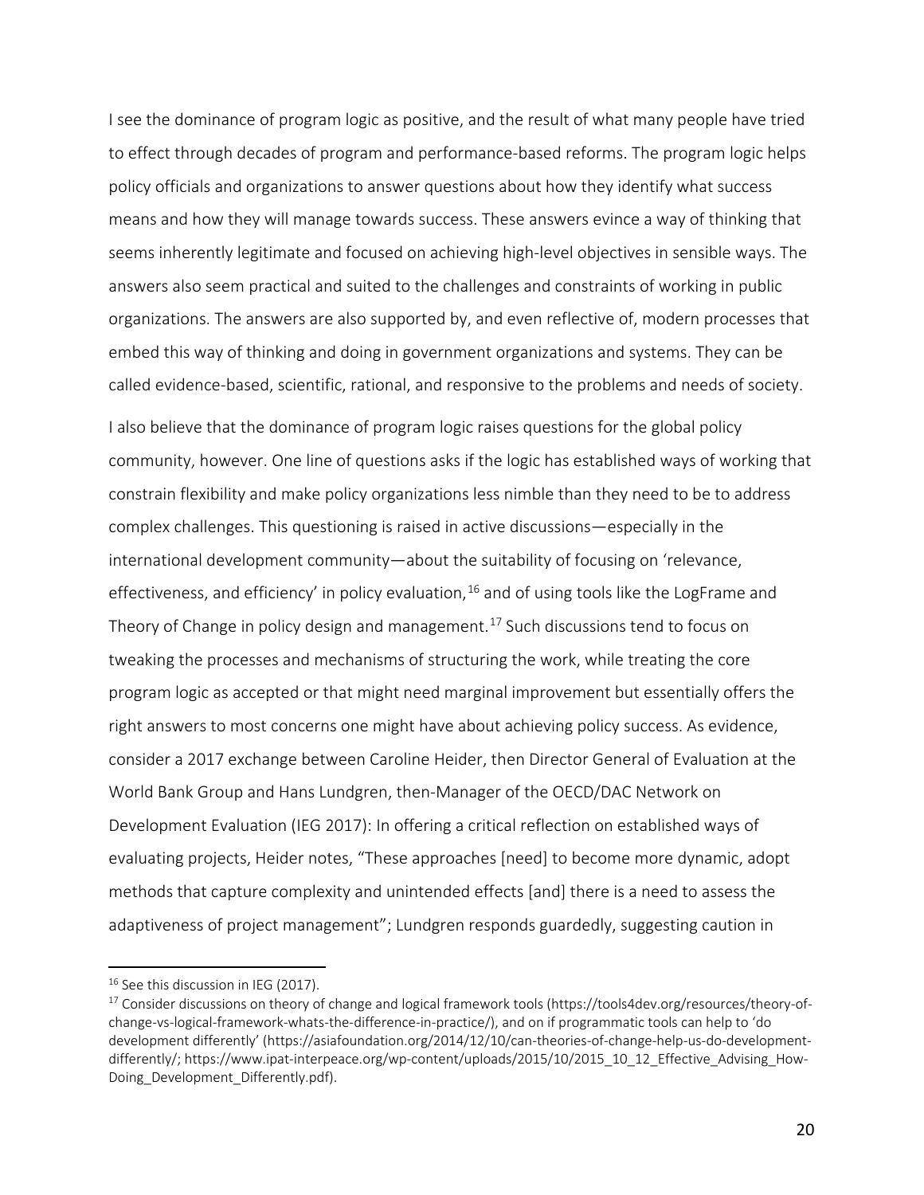I see the dominance of program logic as positive, and the result of what many people have tried to effect through decades of program and performance-based reforms. The program logic helps policy officials and organizations to answer questions about how they identify what success means and how they will manage towards success. These answers evince a way of thinking that seems inherently legitimate and focused on achieving high-level objectives in sensible ways. The answers also seem practical and suited to the challenges and constraints of working in public organizations. The answers are also supported by, and even reflective of, modern processes that embed this way of thinking and doing in government organizations and systems. They can be called evidence-based, scientific, rational, and responsive to the problems and needs of society.

I also believe that the dominance of program logic raises questions for the global policy community, however. One line of questions asks if the logic has established ways of working that constrain flexibility and make policy organizations less nimble than they need to be to address complex challenges. This questioning is raised in active discussions—especially in the international development community—about the suitability of focusing on 'relevance, effectiveness, and efficiency' in policy evaluation,[16] and of using tools like the LogFrame and Theory of Change in policy design and management.[17] Such discussions tend to focus on tweaking the processes and mechanisms of structuring the work, while treating the core program logic as accepted or that might need marginal improvement but essentially offers the right answers to most concerns one might have about achieving policy success. As evidence, consider a 2017 exchange between Caroline Heider, then Director General of Evaluation at the World Bank Group and Hans Lundgren, then-Manager of the OECD/DAC Network on Development Evaluation (IEG 2017): In offering a critical reflection on established ways of evaluating projects, Heider notes, "These approaches [need] to become more dynamic, adopt methods that capture complexity and unintended effects [and] there is a need to assess the adaptiveness of project management"; Lundgren responds guardedly, suggesting caution in

---

[16] See this discussion in IEG (2017).

[17] Consider discussions on theory of change and logical framework tools (https://tools4dev.org/resources/theory-of-change-vs-logical-framework-whats-the-difference-in-practice/), and on if programmatic tools can help to 'do development differently' (https://asiafoundation.org/2014/12/10/can-theories-of-change-help-us-do-development-differently/; https://www.ipat-interpeace.org/wp-content/uploads/2015/10/2015_10_12_Effective_Advising_How-Doing_Development_Differently.pdf).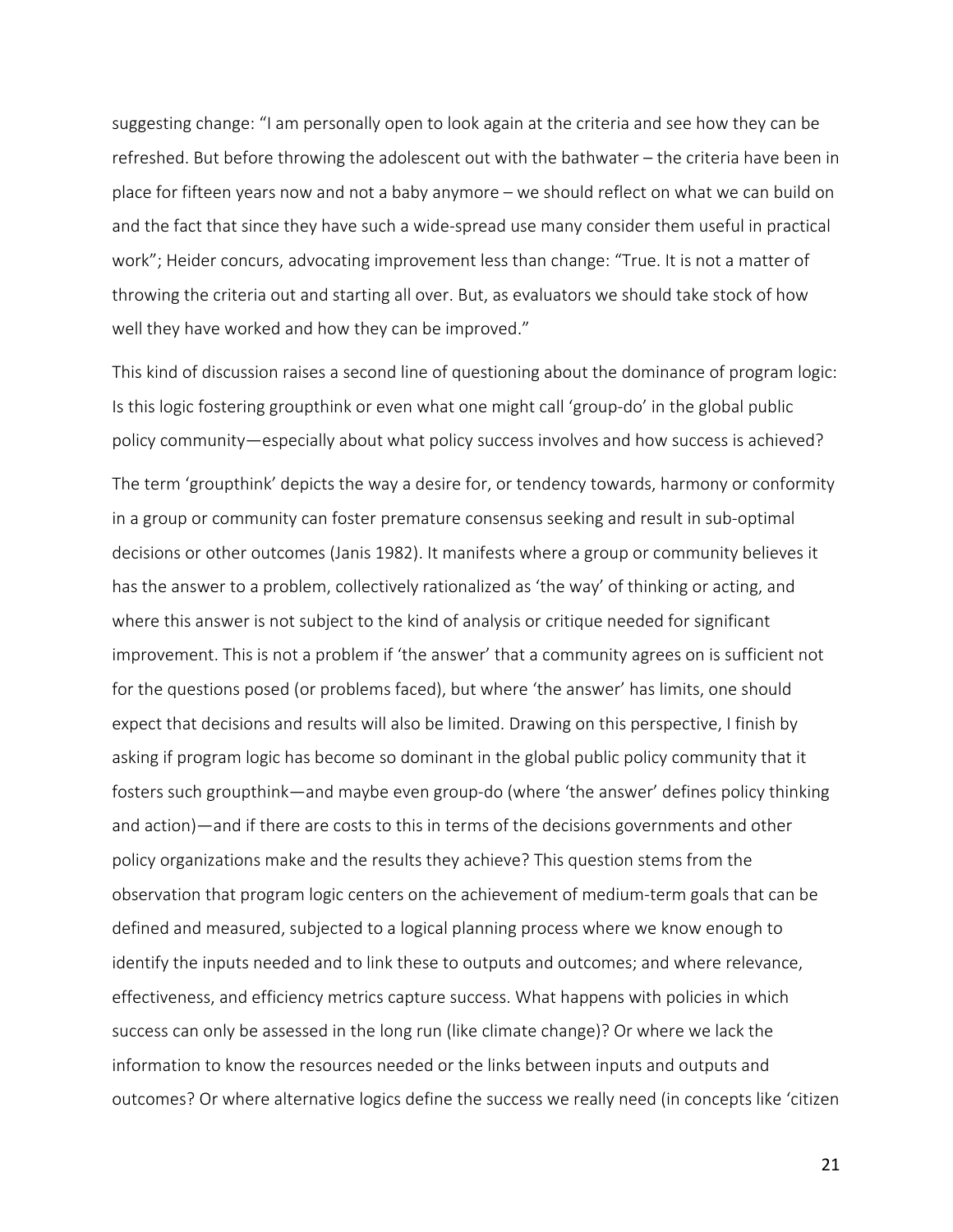suggesting change: "I am personally open to look again at the criteria and see how they can be refreshed. But before throwing the adolescent out with the bathwater – the criteria have been in place for fifteen years now and not a baby anymore – we should reflect on what we can build on and the fact that since they have such a wide-spread use many consider them useful in practical work"; Heider concurs, advocating improvement less than change: "True. It is not a matter of throwing the criteria out and starting all over. But, as evaluators we should take stock of how well they have worked and how they can be improved."

This kind of discussion raises a second line of questioning about the dominance of program logic: Is this logic fostering groupthink or even what one might call 'group-do' in the global public policy community—especially about what policy success involves and how success is achieved?

The term 'groupthink' depicts the way a desire for, or tendency towards, harmony or conformity in a group or community can foster premature consensus seeking and result in sub-optimal decisions or other outcomes (Janis 1982). It manifests where a group or community believes it has the answer to a problem, collectively rationalized as 'the way' of thinking or acting, and where this answer is not subject to the kind of analysis or critique needed for significant improvement. This is not a problem if 'the answer' that a community agrees on is sufficient not for the questions posed (or problems faced), but where 'the answer' has limits, one should expect that decisions and results will also be limited. Drawing on this perspective, I finish by asking if program logic has become so dominant in the global public policy community that it fosters such groupthink—and maybe even group-do (where 'the answer' defines policy thinking and action)—and if there are costs to this in terms of the decisions governments and other policy organizations make and the results they achieve? This question stems from the observation that program logic centers on the achievement of medium-term goals that can be defined and measured, subjected to a logical planning process where we know enough to identify the inputs needed and to link these to outputs and outcomes; and where relevance, effectiveness, and efficiency metrics capture success. What happens with policies in which success can only be assessed in the long run (like climate change)? Or where we lack the information to know the resources needed or the links between inputs and outputs and outcomes? Or where alternative logics define the success we really need (in concepts like 'citizen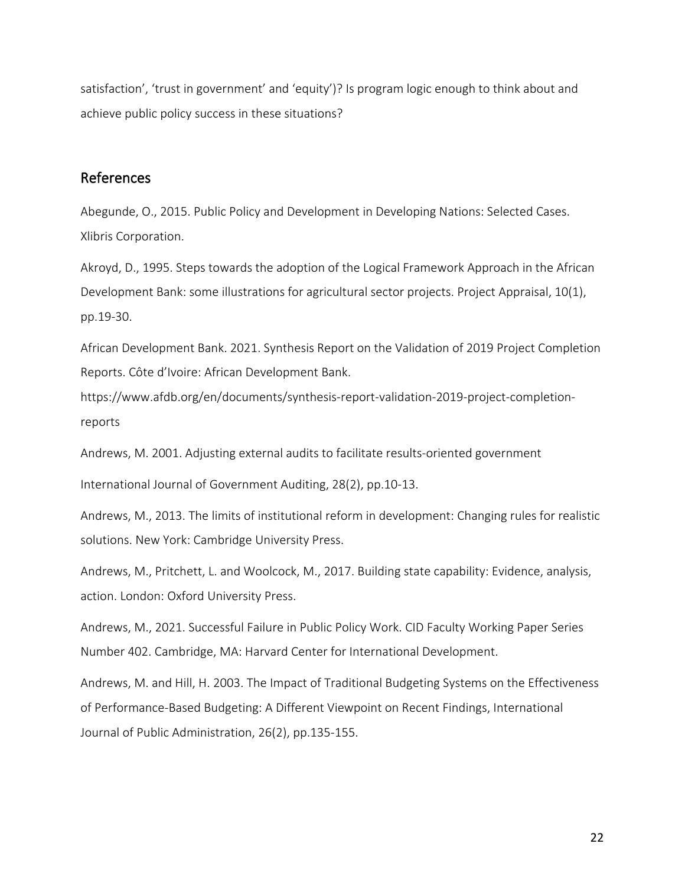satisfaction', 'trust in government' and 'equity')? Is program logic enough to think about and achieve public policy success in these situations?

## References

Abegunde, O., 2015. Public Policy and Development in Developing Nations: Selected Cases. Xlibris Corporation.

Akroyd, D., 1995. Steps towards the adoption of the Logical Framework Approach in the African Development Bank: some illustrations for agricultural sector projects. Project Appraisal, 10(1), pp.19-30.

African Development Bank. 2021. Synthesis Report on the Validation of 2019 Project Completion Reports. Côte d'Ivoire: African Development Bank. https://www.afdb.org/en/documents/synthesis-report-validation-2019-project-completion-reports

Andrews, M. 2001. Adjusting external audits to facilitate results-oriented government

International Journal of Government Auditing, 28(2), pp.10-13.

Andrews, M., 2013. The limits of institutional reform in development: Changing rules for realistic solutions. New York: Cambridge University Press.

Andrews, M., Pritchett, L. and Woolcock, M., 2017. Building state capability: Evidence, analysis, action. London: Oxford University Press.

Andrews, M., 2021. Successful Failure in Public Policy Work. CID Faculty Working Paper Series Number 402. Cambridge, MA: Harvard Center for International Development.

Andrews, M. and Hill, H. 2003. The Impact of Traditional Budgeting Systems on the Effectiveness of Performance-Based Budgeting: A Different Viewpoint on Recent Findings, International Journal of Public Administration, 26(2), pp.135-155.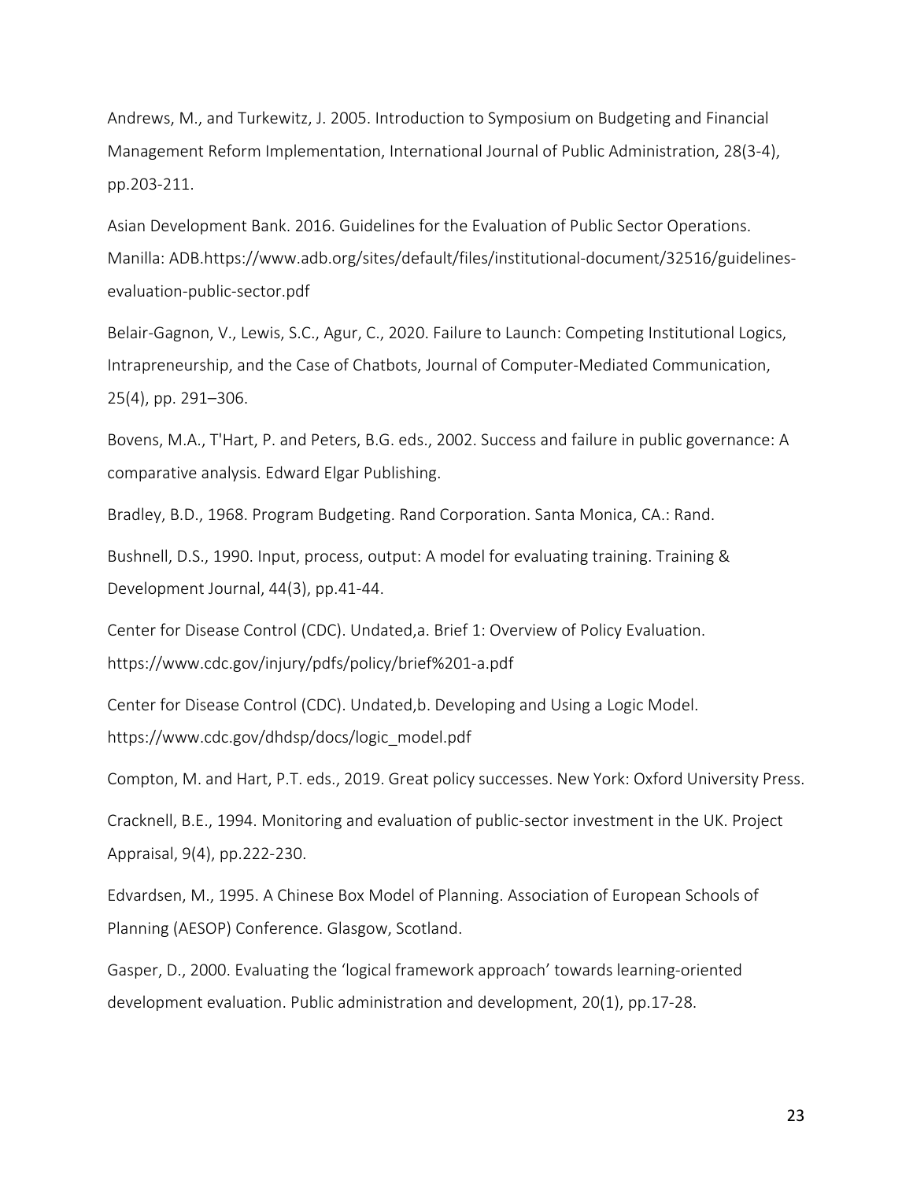Andrews, M., and Turkewitz, J. 2005. Introduction to Symposium on Budgeting and Financial Management Reform Implementation, International Journal of Public Administration, 28(3-4), pp.203-211.

Asian Development Bank. 2016. Guidelines for the Evaluation of Public Sector Operations. Manilla: ADB.https://www.adb.org/sites/default/files/institutional-document/32516/guidelines-evaluation-public-sector.pdf

Belair-Gagnon, V., Lewis, S.C., Agur, C., 2020. Failure to Launch: Competing Institutional Logics, Intrapreneurship, and the Case of Chatbots, Journal of Computer-Mediated Communication, 25(4), pp. 291–306.

Bovens, M.A., T'Hart, P. and Peters, B.G. eds., 2002. Success and failure in public governance: A comparative analysis. Edward Elgar Publishing.

Bradley, B.D., 1968. Program Budgeting. Rand Corporation. Santa Monica, CA.: Rand.

Bushnell, D.S., 1990. Input, process, output: A model for evaluating training. Training & Development Journal, 44(3), pp.41-44.

Center for Disease Control (CDC). Undated,a. Brief 1: Overview of Policy Evaluation. https://www.cdc.gov/injury/pdfs/policy/brief%201-a.pdf

Center for Disease Control (CDC). Undated,b. Developing and Using a Logic Model. https://www.cdc.gov/dhdsp/docs/logic_model.pdf

Compton, M. and Hart, P.T. eds., 2019. Great policy successes. New York: Oxford University Press.

Cracknell, B.E., 1994. Monitoring and evaluation of public-sector investment in the UK. Project Appraisal, 9(4), pp.222-230.

Edvardsen, M., 1995. A Chinese Box Model of Planning. Association of European Schools of Planning (AESOP) Conference. Glasgow, Scotland.

Gasper, D., 2000. Evaluating the 'logical framework approach' towards learning-oriented development evaluation. Public administration and development, 20(1), pp.17-28.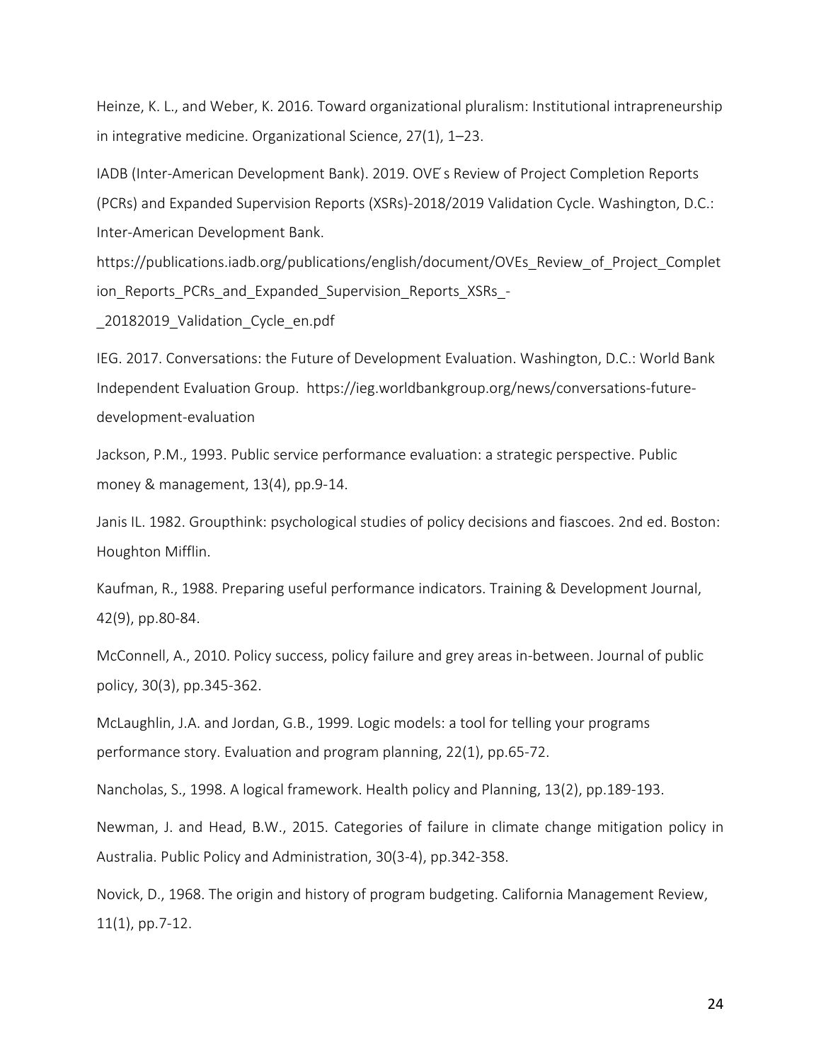Heinze, K. L., and Weber, K. 2016. Toward organizational pluralism: Institutional intrapreneurship in integrative medicine. Organizational Science, 27(1), 1–23.

IADB (Inter-American Development Bank). 2019. OVE´s Review of Project Completion Reports (PCRs) and Expanded Supervision Reports (XSRs)-2018/2019 Validation Cycle. Washington, D.C.: Inter-American Development Bank. https://publications.iadb.org/publications/english/document/OVEs_Review_of_Project_Completion_Reports_PCRs_and_Expanded_Supervision_Reports_XSRs_-_20182019_Validation_Cycle_en.pdf

IEG. 2017. Conversations: the Future of Development Evaluation. Washington, D.C.: World Bank Independent Evaluation Group. https://ieg.worldbankgroup.org/news/conversations-future-development-evaluation

Jackson, P.M., 1993. Public service performance evaluation: a strategic perspective. Public money & management, 13(4), pp.9-14.

Janis IL. 1982. Groupthink: psychological studies of policy decisions and fiascoes. 2nd ed. Boston: Houghton Mifflin.

Kaufman, R., 1988. Preparing useful performance indicators. Training & Development Journal, 42(9), pp.80-84.

McConnell, A., 2010. Policy success, policy failure and grey areas in-between. Journal of public policy, 30(3), pp.345-362.

McLaughlin, J.A. and Jordan, G.B., 1999. Logic models: a tool for telling your programs performance story. Evaluation and program planning, 22(1), pp.65-72.

Nancholas, S., 1998. A logical framework. Health policy and Planning, 13(2), pp.189-193.

Newman, J. and Head, B.W., 2015. Categories of failure in climate change mitigation policy in Australia. Public Policy and Administration, 30(3-4), pp.342-358.

Novick, D., 1968. The origin and history of program budgeting. California Management Review, 11(1), pp.7-12.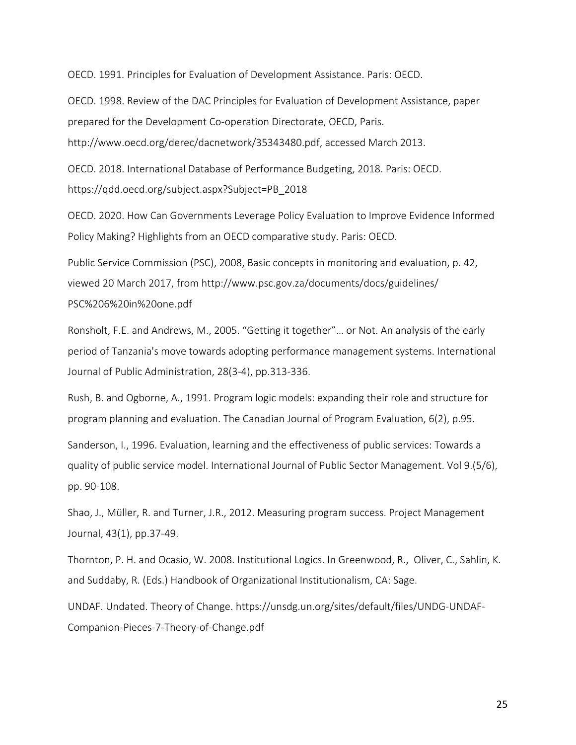OECD. 1991. Principles for Evaluation of Development Assistance. Paris: OECD.

OECD. 1998. Review of the DAC Principles for Evaluation of Development Assistance, paper prepared for the Development Co-operation Directorate, OECD, Paris. http://www.oecd.org/derec/dacnetwork/35343480.pdf, accessed March 2013.

OECD. 2018. International Database of Performance Budgeting, 2018. Paris: OECD. https://qdd.oecd.org/subject.aspx?Subject=PB_2018

OECD. 2020. How Can Governments Leverage Policy Evaluation to Improve Evidence Informed Policy Making? Highlights from an OECD comparative study. Paris: OECD.

Public Service Commission (PSC), 2008, Basic concepts in monitoring and evaluation, p. 42, viewed 20 March 2017, from http://www.psc.gov.za/documents/docs/guidelines/PSC%206%20in%20one.pdf

Ronsholt, F.E. and Andrews, M., 2005. "Getting it together"… or Not. An analysis of the early period of Tanzania's move towards adopting performance management systems. International Journal of Public Administration, 28(3-4), pp.313-336.

Rush, B. and Ogborne, A., 1991. Program logic models: expanding their role and structure for program planning and evaluation. The Canadian Journal of Program Evaluation, 6(2), p.95.

Sanderson, I., 1996. Evaluation, learning and the effectiveness of public services: Towards a quality of public service model. International Journal of Public Sector Management. Vol 9.(5/6), pp. 90-108.

Shao, J., Müller, R. and Turner, J.R., 2012. Measuring program success. Project Management Journal, 43(1), pp.37-49.

Thornton, P. H. and Ocasio, W. 2008. Institutional Logics. In Greenwood, R., Oliver, C., Sahlin, K. and Suddaby, R. (Eds.) Handbook of Organizational Institutionalism, CA: Sage.

UNDAF. Undated. Theory of Change. https://unsdg.un.org/sites/default/files/UNDG-UNDAF-Companion-Pieces-7-Theory-of-Change.pdf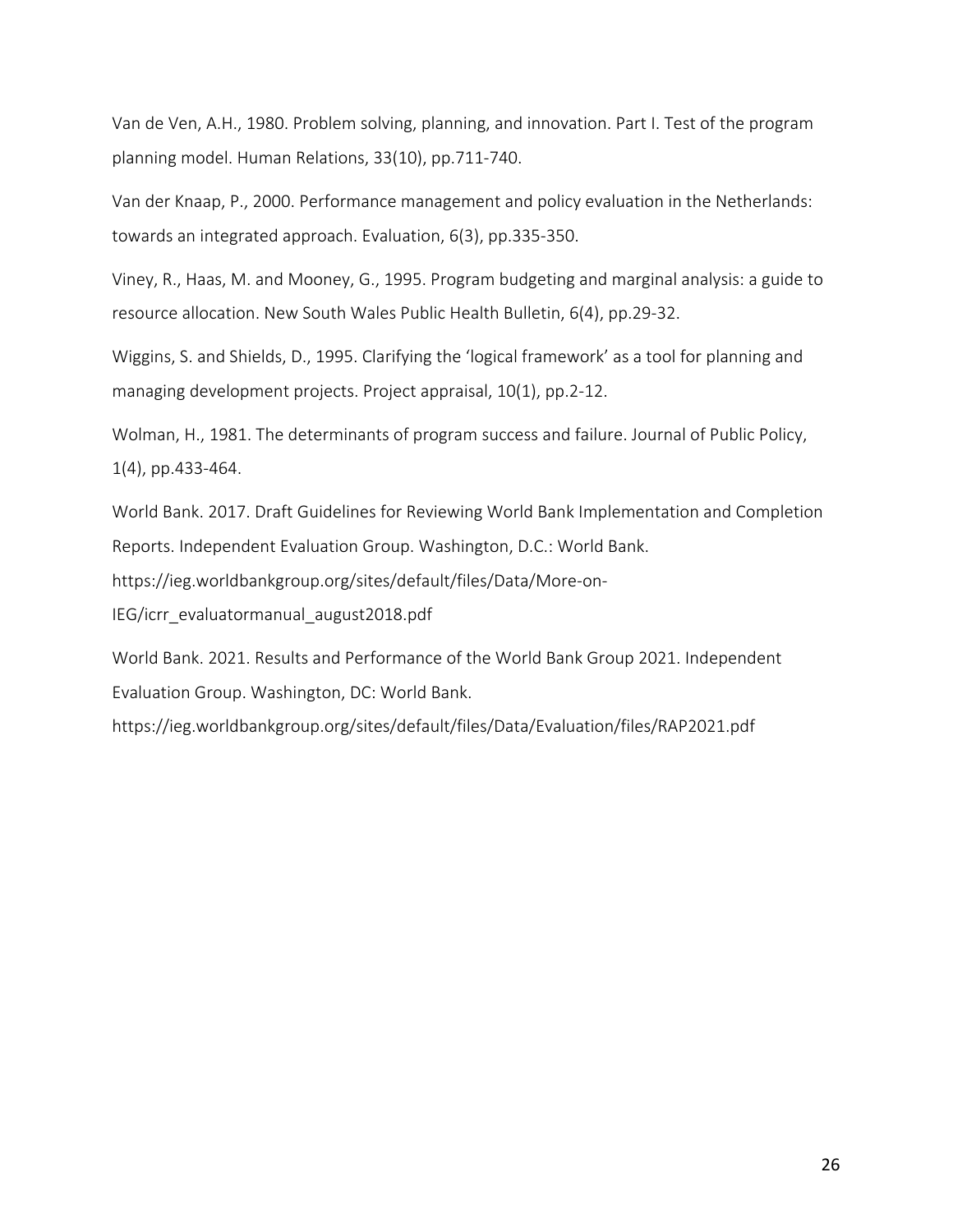Van de Ven, A.H., 1980. Problem solving, planning, and innovation. Part I. Test of the program planning model. Human Relations, 33(10), pp.711-740.

Van der Knaap, P., 2000. Performance management and policy evaluation in the Netherlands: towards an integrated approach. Evaluation, 6(3), pp.335-350.

Viney, R., Haas, M. and Mooney, G., 1995. Program budgeting and marginal analysis: a guide to resource allocation. New South Wales Public Health Bulletin, 6(4), pp.29-32.

Wiggins, S. and Shields, D., 1995. Clarifying the 'logical framework' as a tool for planning and managing development projects. Project appraisal, 10(1), pp.2-12.

Wolman, H., 1981. The determinants of program success and failure. Journal of Public Policy, 1(4), pp.433-464.

World Bank. 2017. Draft Guidelines for Reviewing World Bank Implementation and Completion Reports. Independent Evaluation Group. Washington, D.C.: World Bank. https://ieg.worldbankgroup.org/sites/default/files/Data/More-on-IEG/icrr_evaluatormanual_august2018.pdf

World Bank. 2021. Results and Performance of the World Bank Group 2021. Independent Evaluation Group. Washington, DC: World Bank. https://ieg.worldbankgroup.org/sites/default/files/Data/Evaluation/files/RAP2021.pdf